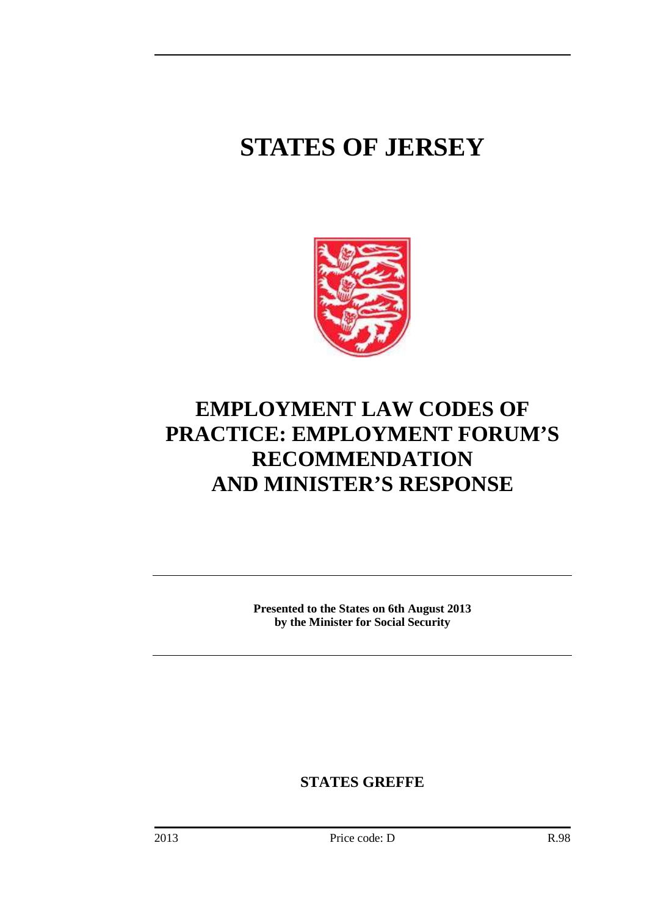# STATES OF JERSEY

# EMPLOYMENT LAW CODES OF PRACTICE: EMPLOYMENT FORUM'S RECOMMENDATION AND MINISTER'S RESPONSE

**Presented to the States on 6th August 2013**
**by the Minister for Social Security**

**STATES GREFFE**

2013 Price code: D R.98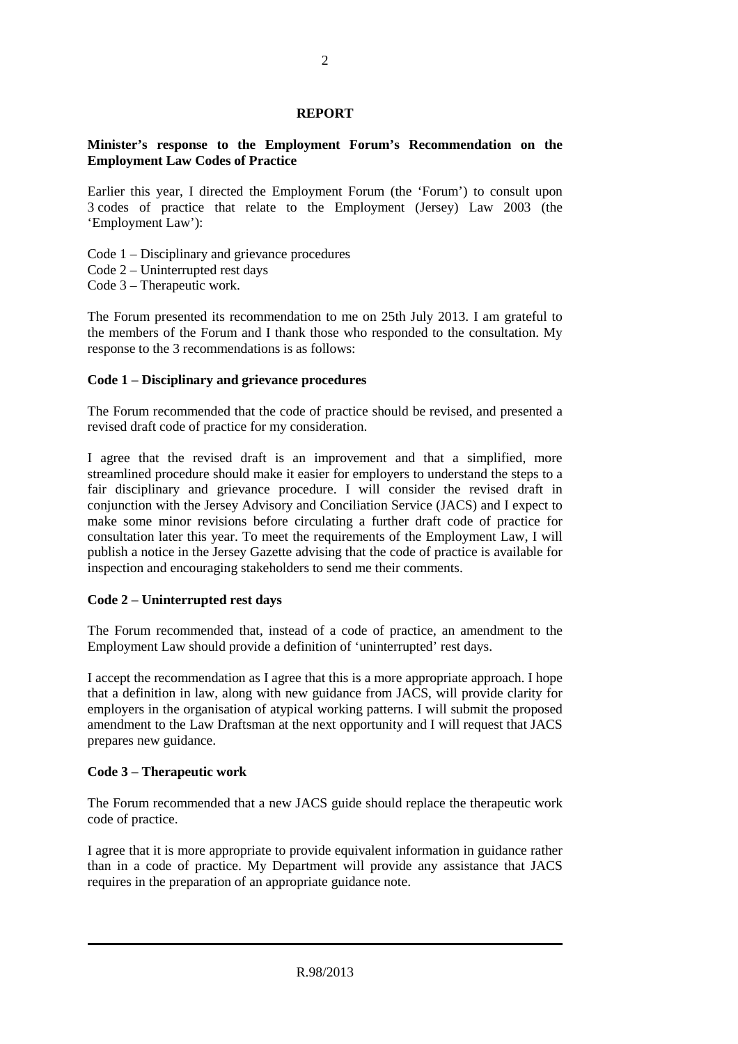**REPORT**

**Minister's response to the Employment Forum's Recommendation on the Employment Law Codes of Practice**

Earlier this year, I directed the Employment Forum (the 'Forum') to consult upon 3 codes of practice that relate to the Employment (Jersey) Law 2003 (the 'Employment Law'):

Code 1 – Disciplinary and grievance procedures
Code 2 – Uninterrupted rest days
Code 3 – Therapeutic work.

The Forum presented its recommendation to me on 25th July 2013. I am grateful to the members of the Forum and I thank those who responded to the consultation. My response to the 3 recommendations is as follows:

**Code 1 – Disciplinary and grievance procedures**

The Forum recommended that the code of practice should be revised, and presented a revised draft code of practice for my consideration.

I agree that the revised draft is an improvement and that a simplified, more streamlined procedure should make it easier for employers to understand the steps to a fair disciplinary and grievance procedure. I will consider the revised draft in conjunction with the Jersey Advisory and Conciliation Service (JACS) and I expect to make some minor revisions before circulating a further draft code of practice for consultation later this year. To meet the requirements of the Employment Law, I will publish a notice in the Jersey Gazette advising that the code of practice is available for inspection and encouraging stakeholders to send me their comments.

**Code 2 – Uninterrupted rest days**

The Forum recommended that, instead of a code of practice, an amendment to the Employment Law should provide a definition of 'uninterrupted' rest days.

I accept the recommendation as I agree that this is a more appropriate approach. I hope that a definition in law, along with new guidance from JACS, will provide clarity for employers in the organisation of atypical working patterns. I will submit the proposed amendment to the Law Draftsman at the next opportunity and I will request that JACS prepares new guidance.

**Code 3 – Therapeutic work**

The Forum recommended that a new JACS guide should replace the therapeutic work code of practice.

I agree that it is more appropriate to provide equivalent information in guidance rather than in a code of practice. My Department will provide any assistance that JACS requires in the preparation of an appropriate guidance note.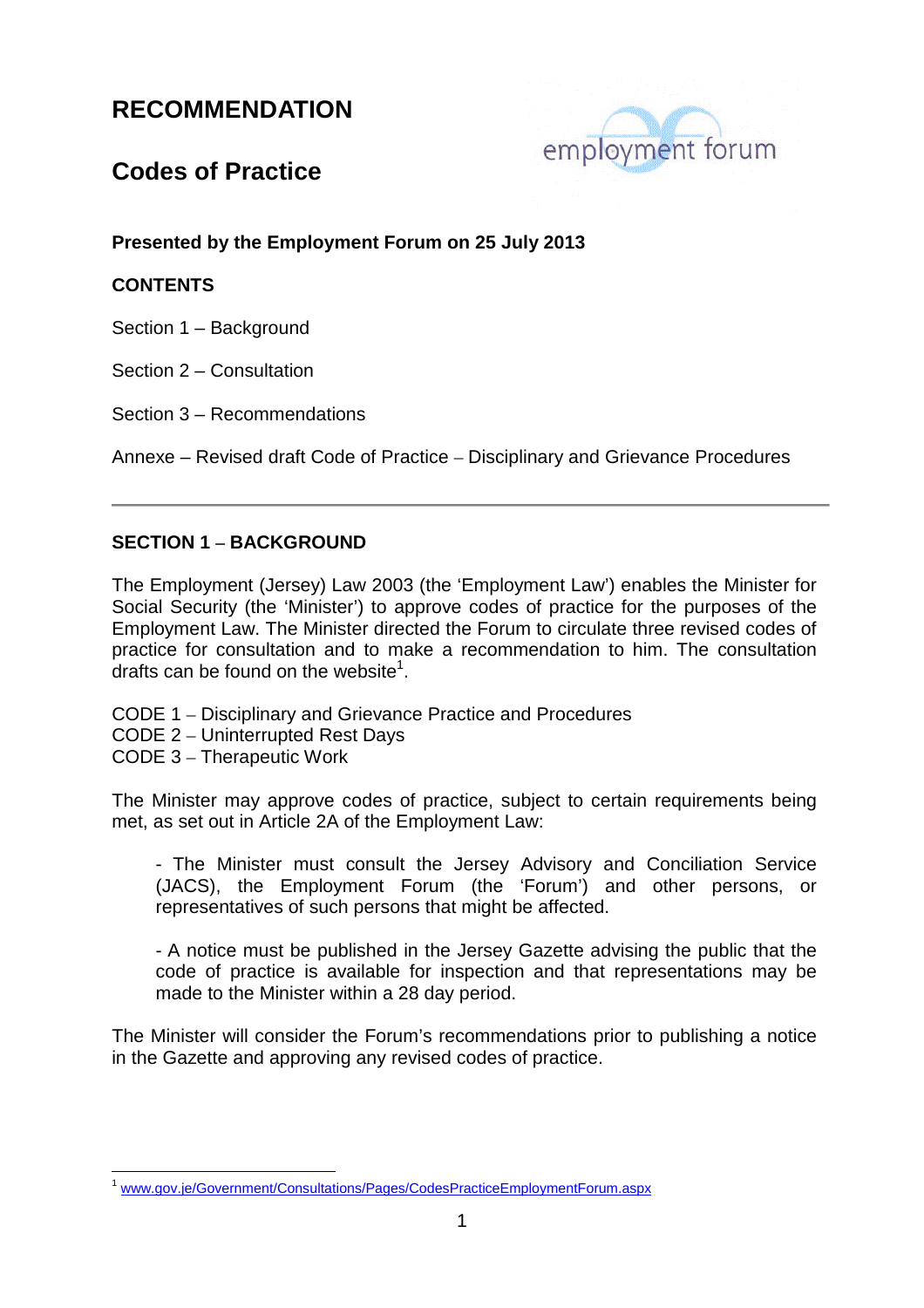# RECOMMENDATION

## Codes of Practice

**Presented by the Employment Forum on 25 July 2013**

**CONTENTS**

Section 1 – Background

Section 2 – Consultation

Section 3 – Recommendations

Annexe – Revised draft Code of Practice – Disciplinary and Grievance Procedures

---

**SECTION 1 – BACKGROUND**

The Employment (Jersey) Law 2003 (the 'Employment Law') enables the Minister for Social Security (the 'Minister') to approve codes of practice for the purposes of the Employment Law. The Minister directed the Forum to circulate three revised codes of practice for consultation and to make a recommendation to him. The consultation drafts can be found on the website[1].

CODE 1 – Disciplinary and Grievance Practice and Procedures
CODE 2 – Uninterrupted Rest Days
CODE 3 – Therapeutic Work

The Minister may approve codes of practice, subject to certain requirements being met, as set out in Article 2A of the Employment Law:

> - The Minister must consult the Jersey Advisory and Conciliation Service (JACS), the Employment Forum (the 'Forum') and other persons, or representatives of such persons that might be affected.
>
> - A notice must be published in the Jersey Gazette advising the public that the code of practice is available for inspection and that representations may be made to the Minister within a 28 day period.

The Minister will consider the Forum's recommendations prior to publishing a notice in the Gazette and approving any revised codes of practice.

---

[1] www.gov.je/Government/Consultations/Pages/CodesPracticeEmploymentForum.aspx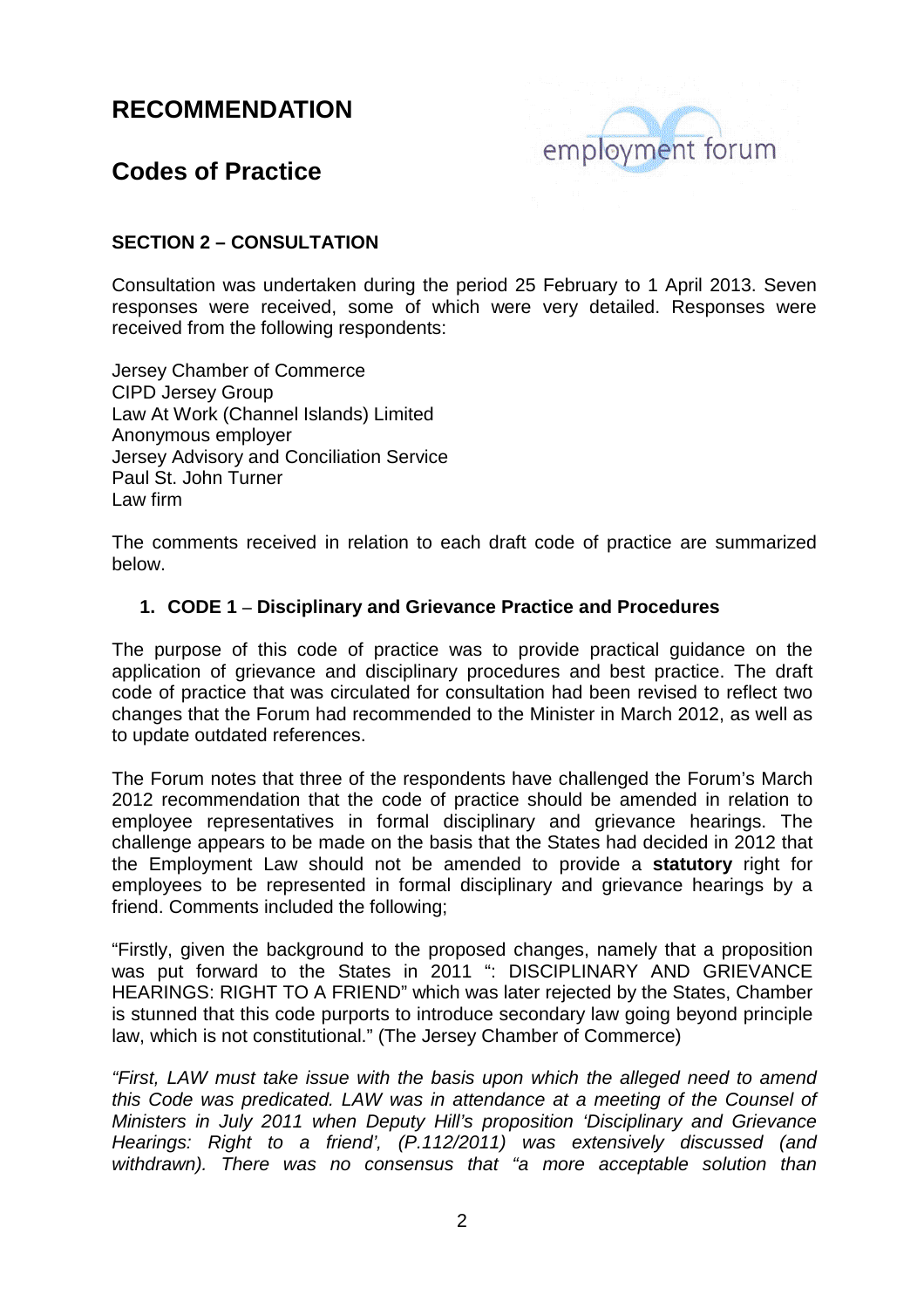# RECOMMENDATION

## Codes of Practice

**SECTION 2 – CONSULTATION**

Consultation was undertaken during the period 25 February to 1 April 2013. Seven responses were received, some of which were very detailed. Responses were received from the following respondents:

Jersey Chamber of Commerce
CIPD Jersey Group
Law At Work (Channel Islands) Limited
Anonymous employer
Jersey Advisory and Conciliation Service
Paul St. John Turner
Law firm

The comments received in relation to each draft code of practice are summarized below.

1. **CODE 1 – Disciplinary and Grievance Practice and Procedures**

The purpose of this code of practice was to provide practical guidance on the application of grievance and disciplinary procedures and best practice. The draft code of practice that was circulated for consultation had been revised to reflect two changes that the Forum had recommended to the Minister in March 2012, as well as to update outdated references.

The Forum notes that three of the respondents have challenged the Forum's March 2012 recommendation that the code of practice should be amended in relation to employee representatives in formal disciplinary and grievance hearings. The challenge appears to be made on the basis that the States had decided in 2012 that the Employment Law should not be amended to provide a **statutory** right for employees to be represented in formal disciplinary and grievance hearings by a friend. Comments included the following;

"Firstly, given the background to the proposed changes, namely that a proposition was put forward to the States in 2011 ": DISCIPLINARY AND GRIEVANCE HEARINGS: RIGHT TO A FRIEND" which was later rejected by the States, Chamber is stunned that this code purports to introduce secondary law going beyond principle law, which is not constitutional." (The Jersey Chamber of Commerce)

*"First, LAW must take issue with the basis upon which the alleged need to amend this Code was predicated. LAW was in attendance at a meeting of the Counsel of Ministers in July 2011 when Deputy Hill's proposition 'Disciplinary and Grievance Hearings: Right to a friend', (P.112/2011) was extensively discussed (and withdrawn). There was no consensus that "a more acceptable solution than*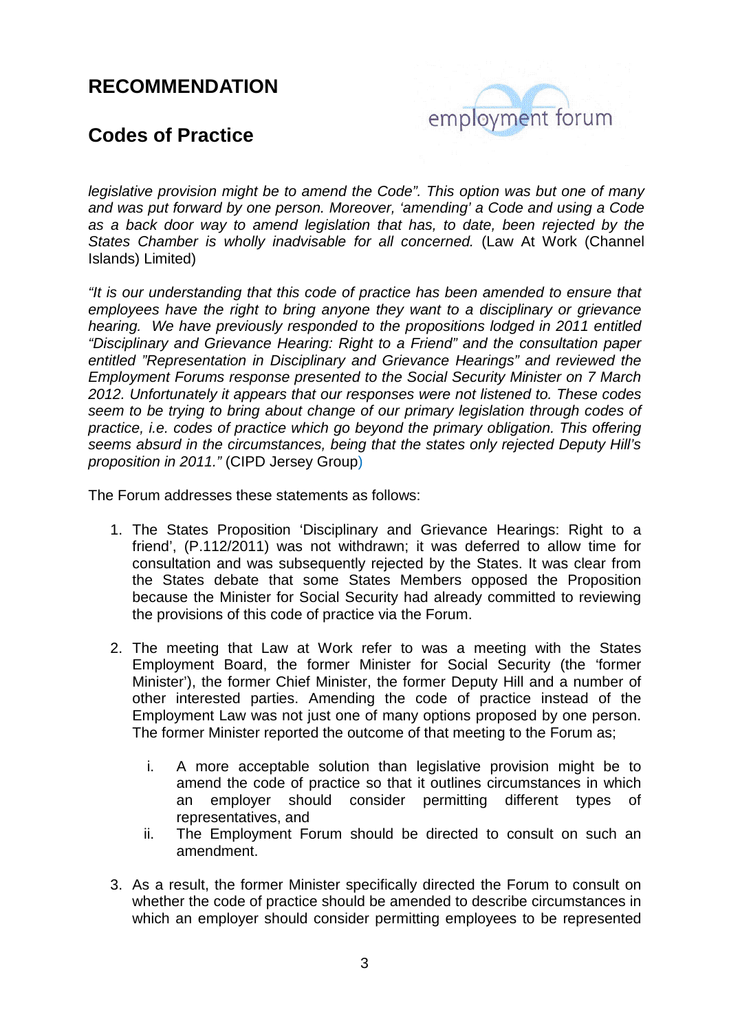# RECOMMENDATION

## Codes of Practice

*legislative provision might be to amend the Code". This option was but one of many and was put forward by one person. Moreover, 'amending' a Code and using a Code as a back door way to amend legislation that has, to date, been rejected by the States Chamber is wholly inadvisable for all concerned.* (Law At Work (Channel Islands) Limited)

*"It is our understanding that this code of practice has been amended to ensure that employees have the right to bring anyone they want to a disciplinary or grievance hearing. We have previously responded to the propositions lodged in 2011 entitled "Disciplinary and Grievance Hearing: Right to a Friend" and the consultation paper entitled "Representation in Disciplinary and Grievance Hearings" and reviewed the Employment Forums response presented to the Social Security Minister on 7 March 2012. Unfortunately it appears that our responses were not listened to. These codes seem to be trying to bring about change of our primary legislation through codes of practice, i.e. codes of practice which go beyond the primary obligation. This offering seems absurd in the circumstances, being that the states only rejected Deputy Hill's proposition in 2011."* (CIPD Jersey Group)

The Forum addresses these statements as follows:

1. The States Proposition 'Disciplinary and Grievance Hearings: Right to a friend', (P.112/2011) was not withdrawn; it was deferred to allow time for consultation and was subsequently rejected by the States. It was clear from the States debate that some States Members opposed the Proposition because the Minister for Social Security had already committed to reviewing the provisions of this code of practice via the Forum.

2. The meeting that Law at Work refer to was a meeting with the States Employment Board, the former Minister for Social Security (the 'former Minister'), the former Chief Minister, the former Deputy Hill and a number of other interested parties. Amending the code of practice instead of the Employment Law was not just one of many options proposed by one person. The former Minister reported the outcome of that meeting to the Forum as;

   i. A more acceptable solution than legislative provision might be to amend the code of practice so that it outlines circumstances in which an employer should consider permitting different types of representatives, and
   ii. The Employment Forum should be directed to consult on such an amendment.

3. As a result, the former Minister specifically directed the Forum to consult on whether the code of practice should be amended to describe circumstances in which an employer should consider permitting employees to be represented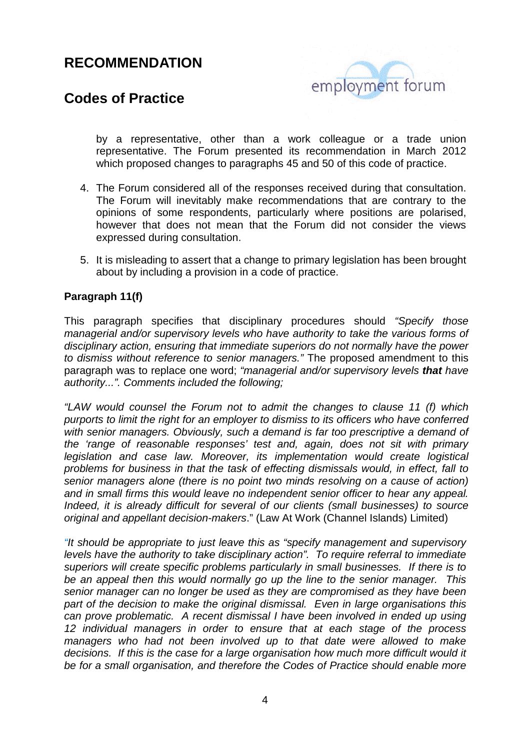by a representative, other than a work colleague or a trade union representative. The Forum presented its recommendation in March 2012 which proposed changes to paragraphs 45 and 50 of this code of practice.

4. The Forum considered all of the responses received during that consultation. The Forum will inevitably make recommendations that are contrary to the opinions of some respondents, particularly where positions are polarised, however that does not mean that the Forum did not consider the views expressed during consultation.

5. It is misleading to assert that a change to primary legislation has been brought about by including a provision in a code of practice.

**Paragraph 11(f)**

This paragraph specifies that disciplinary procedures should *"Specify those managerial and/or supervisory levels who have authority to take the various forms of disciplinary action, ensuring that immediate superiors do not normally have the power to dismiss without reference to senior managers."* The proposed amendment to this paragraph was to replace one word; *"managerial and/or supervisory levels **that** have authority...". Comments included the following;*

*"LAW would counsel the Forum not to admit the changes to clause 11 (f) which purports to limit the right for an employer to dismiss to its officers who have conferred with senior managers. Obviously, such a demand is far too prescriptive a demand of the 'range of reasonable responses' test and, again, does not sit with primary legislation and case law. Moreover, its implementation would create logistical problems for business in that the task of effecting dismissals would, in effect, fall to senior managers alone (there is no point two minds resolving on a cause of action) and in small firms this would leave no independent senior officer to hear any appeal. Indeed, it is already difficult for several of our clients (small businesses) to source original and appellant decision-makers*." (Law At Work (Channel Islands) Limited)

*"It should be appropriate to just leave this as "specify management and supervisory levels have the authority to take disciplinary action". To require referral to immediate superiors will create specific problems particularly in small businesses. If there is to be an appeal then this would normally go up the line to the senior manager. This senior manager can no longer be used as they are compromised as they have been part of the decision to make the original dismissal. Even in large organisations this can prove problematic. A recent dismissal I have been involved in ended up using 12 individual managers in order to ensure that at each stage of the process managers who had not been involved up to that date were allowed to make decisions. If this is the case for a large organisation how much more difficult would it be for a small organisation, and therefore the Codes of Practice should enable more*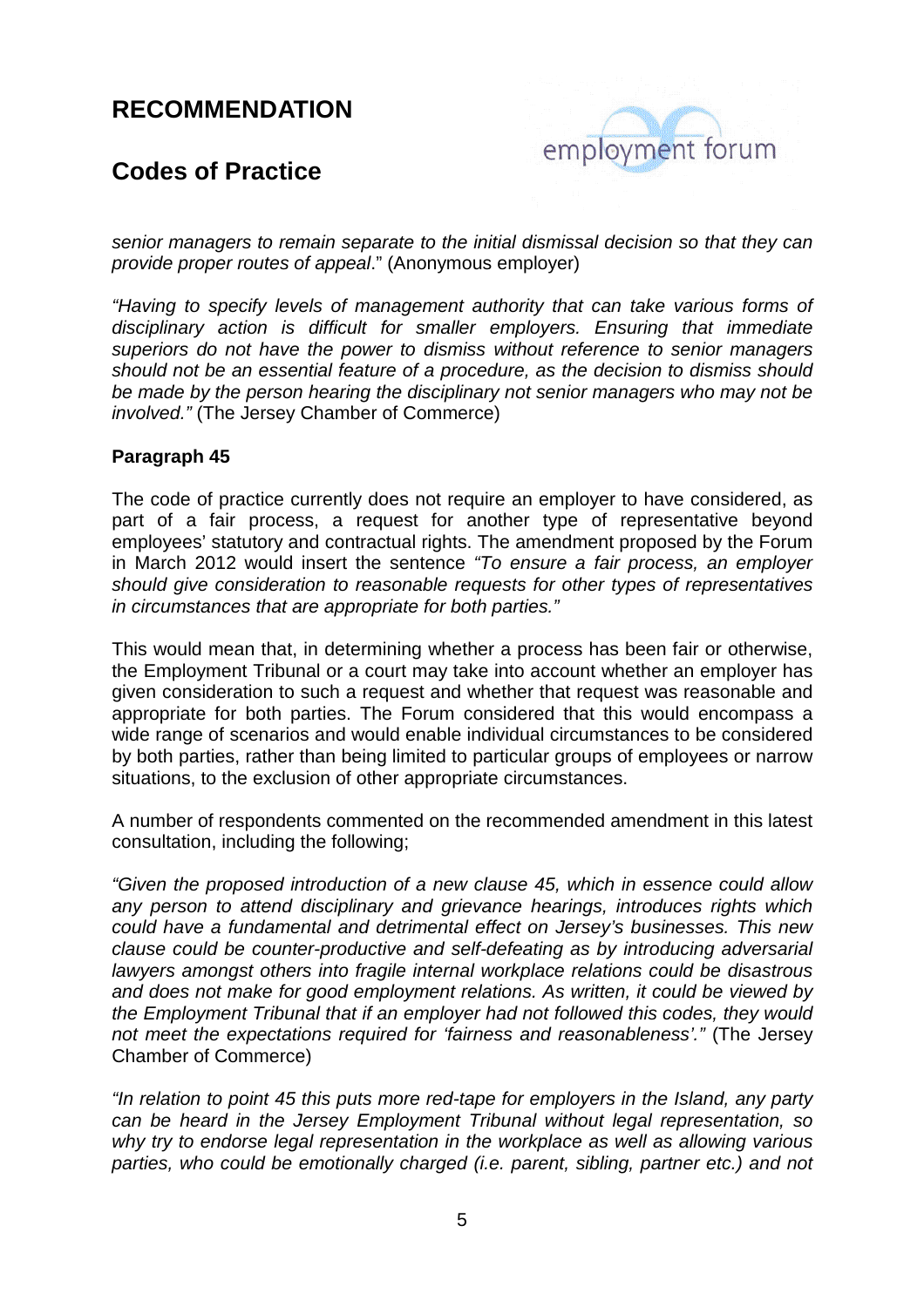# RECOMMENDATION

## Codes of Practice

*senior managers to remain separate to the initial dismissal decision so that they can provide proper routes of appeal*." (Anonymous employer)

*"Having to specify levels of management authority that can take various forms of disciplinary action is difficult for smaller employers. Ensuring that immediate superiors do not have the power to dismiss without reference to senior managers should not be an essential feature of a procedure, as the decision to dismiss should be made by the person hearing the disciplinary not senior managers who may not be involved."* (The Jersey Chamber of Commerce)

**Paragraph 45**

The code of practice currently does not require an employer to have considered, as part of a fair process, a request for another type of representative beyond employees' statutory and contractual rights. The amendment proposed by the Forum in March 2012 would insert the sentence *"To ensure a fair process, an employer should give consideration to reasonable requests for other types of representatives in circumstances that are appropriate for both parties."*

This would mean that, in determining whether a process has been fair or otherwise, the Employment Tribunal or a court may take into account whether an employer has given consideration to such a request and whether that request was reasonable and appropriate for both parties. The Forum considered that this would encompass a wide range of scenarios and would enable individual circumstances to be considered by both parties, rather than being limited to particular groups of employees or narrow situations, to the exclusion of other appropriate circumstances.

A number of respondents commented on the recommended amendment in this latest consultation, including the following;

*"Given the proposed introduction of a new clause 45, which in essence could allow any person to attend disciplinary and grievance hearings, introduces rights which could have a fundamental and detrimental effect on Jersey's businesses. This new clause could be counter-productive and self-defeating as by introducing adversarial lawyers amongst others into fragile internal workplace relations could be disastrous and does not make for good employment relations. As written, it could be viewed by the Employment Tribunal that if an employer had not followed this codes, they would not meet the expectations required for 'fairness and reasonableness'."* (The Jersey Chamber of Commerce)

*"In relation to point 45 this puts more red-tape for employers in the Island, any party can be heard in the Jersey Employment Tribunal without legal representation, so why try to endorse legal representation in the workplace as well as allowing various parties, who could be emotionally charged (i.e. parent, sibling, partner etc.) and not*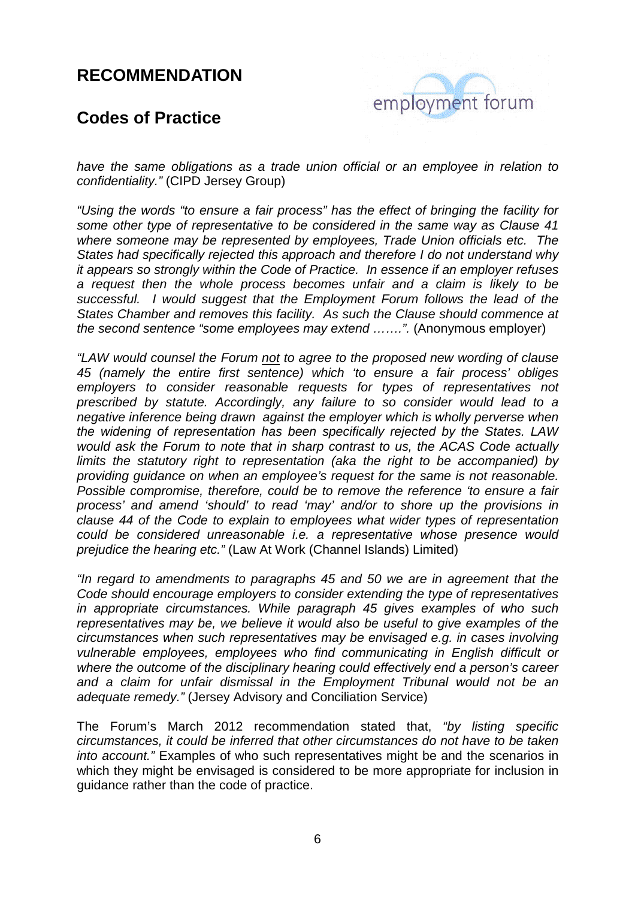*have the same obligations as a trade union official or an employee in relation to confidentiality."* (CIPD Jersey Group)

*"Using the words "to ensure a fair process" has the effect of bringing the facility for some other type of representative to be considered in the same way as Clause 41 where someone may be represented by employees, Trade Union officials etc. The States had specifically rejected this approach and therefore I do not understand why it appears so strongly within the Code of Practice. In essence if an employer refuses a request then the whole process becomes unfair and a claim is likely to be successful. I would suggest that the Employment Forum follows the lead of the States Chamber and removes this facility. As such the Clause should commence at the second sentence "some employees may extend …….".* (Anonymous employer)

*"LAW would counsel the Forum* <u>*not*</u> *to agree to the proposed new wording of clause 45 (namely the entire first sentence) which 'to ensure a fair process' obliges employers to consider reasonable requests for types of representatives not prescribed by statute. Accordingly, any failure to so consider would lead to a negative inference being drawn against the employer which is wholly perverse when the widening of representation has been specifically rejected by the States. LAW would ask the Forum to note that in sharp contrast to us, the ACAS Code actually limits the statutory right to representation (aka the right to be accompanied) by providing guidance on when an employee's request for the same is not reasonable. Possible compromise, therefore, could be to remove the reference 'to ensure a fair process' and amend 'should' to read 'may' and/or to shore up the provisions in clause 44 of the Code to explain to employees what wider types of representation could be considered unreasonable i.e. a representative whose presence would prejudice the hearing etc."* (Law At Work (Channel Islands) Limited)

*"In regard to amendments to paragraphs 45 and 50 we are in agreement that the Code should encourage employers to consider extending the type of representatives in appropriate circumstances. While paragraph 45 gives examples of who such representatives may be, we believe it would also be useful to give examples of the circumstances when such representatives may be envisaged e.g. in cases involving vulnerable employees, employees who find communicating in English difficult or where the outcome of the disciplinary hearing could effectively end a person's career and a claim for unfair dismissal in the Employment Tribunal would not be an adequate remedy."* (Jersey Advisory and Conciliation Service)

The Forum's March 2012 recommendation stated that, *"by listing specific circumstances, it could be inferred that other circumstances do not have to be taken into account."* Examples of who such representatives might be and the scenarios in which they might be envisaged is considered to be more appropriate for inclusion in guidance rather than the code of practice.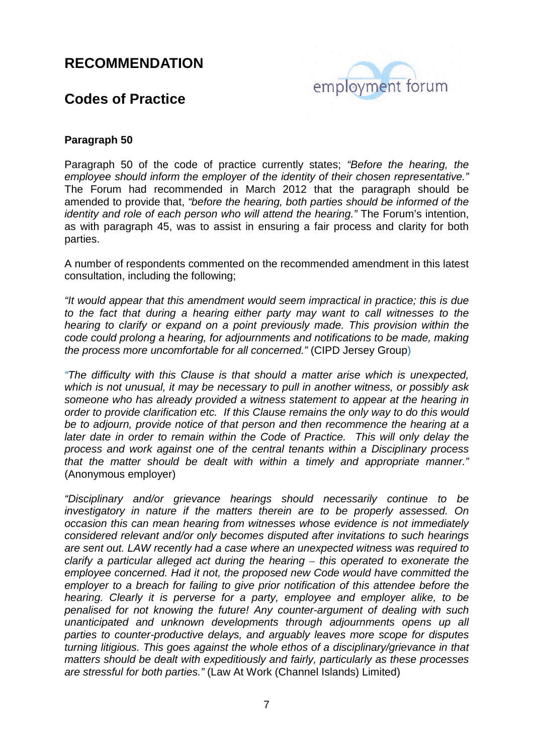# RECOMMENDATION

## Codes of Practice

**Paragraph 50**

Paragraph 50 of the code of practice currently states; *"Before the hearing, the employee should inform the employer of the identity of their chosen representative."* The Forum had recommended in March 2012 that the paragraph should be amended to provide that, *"before the hearing, both parties should be informed of the identity and role of each person who will attend the hearing."* The Forum's intention, as with paragraph 45, was to assist in ensuring a fair process and clarity for both parties.

A number of respondents commented on the recommended amendment in this latest consultation, including the following;

*"It would appear that this amendment would seem impractical in practice; this is due to the fact that during a hearing either party may want to call witnesses to the hearing to clarify or expand on a point previously made. This provision within the code could prolong a hearing, for adjournments and notifications to be made, making the process more uncomfortable for all concerned."* (CIPD Jersey Group)

*"The difficulty with this Clause is that should a matter arise which is unexpected, which is not unusual, it may be necessary to pull in another witness, or possibly ask someone who has already provided a witness statement to appear at the hearing in order to provide clarification etc. If this Clause remains the only way to do this would be to adjourn, provide notice of that person and then recommence the hearing at a later date in order to remain within the Code of Practice. This will only delay the process and work against one of the central tenants within a Disciplinary process that the matter should be dealt with within a timely and appropriate manner."* (Anonymous employer)

*"Disciplinary and/or grievance hearings should necessarily continue to be investigatory in nature if the matters therein are to be properly assessed. On occasion this can mean hearing from witnesses whose evidence is not immediately considered relevant and/or only becomes disputed after invitations to such hearings are sent out. LAW recently had a case where an unexpected witness was required to clarify a particular alleged act during the hearing – this operated to exonerate the employee concerned. Had it not, the proposed new Code would have committed the employer to a breach for failing to give prior notification of this attendee before the hearing. Clearly it is perverse for a party, employee and employer alike, to be penalised for not knowing the future! Any counter-argument of dealing with such unanticipated and unknown developments through adjournments opens up all parties to counter-productive delays, and arguably leaves more scope for disputes turning litigious. This goes against the whole ethos of a disciplinary/grievance in that matters should be dealt with expeditiously and fairly, particularly as these processes are stressful for both parties."* (Law At Work (Channel Islands) Limited)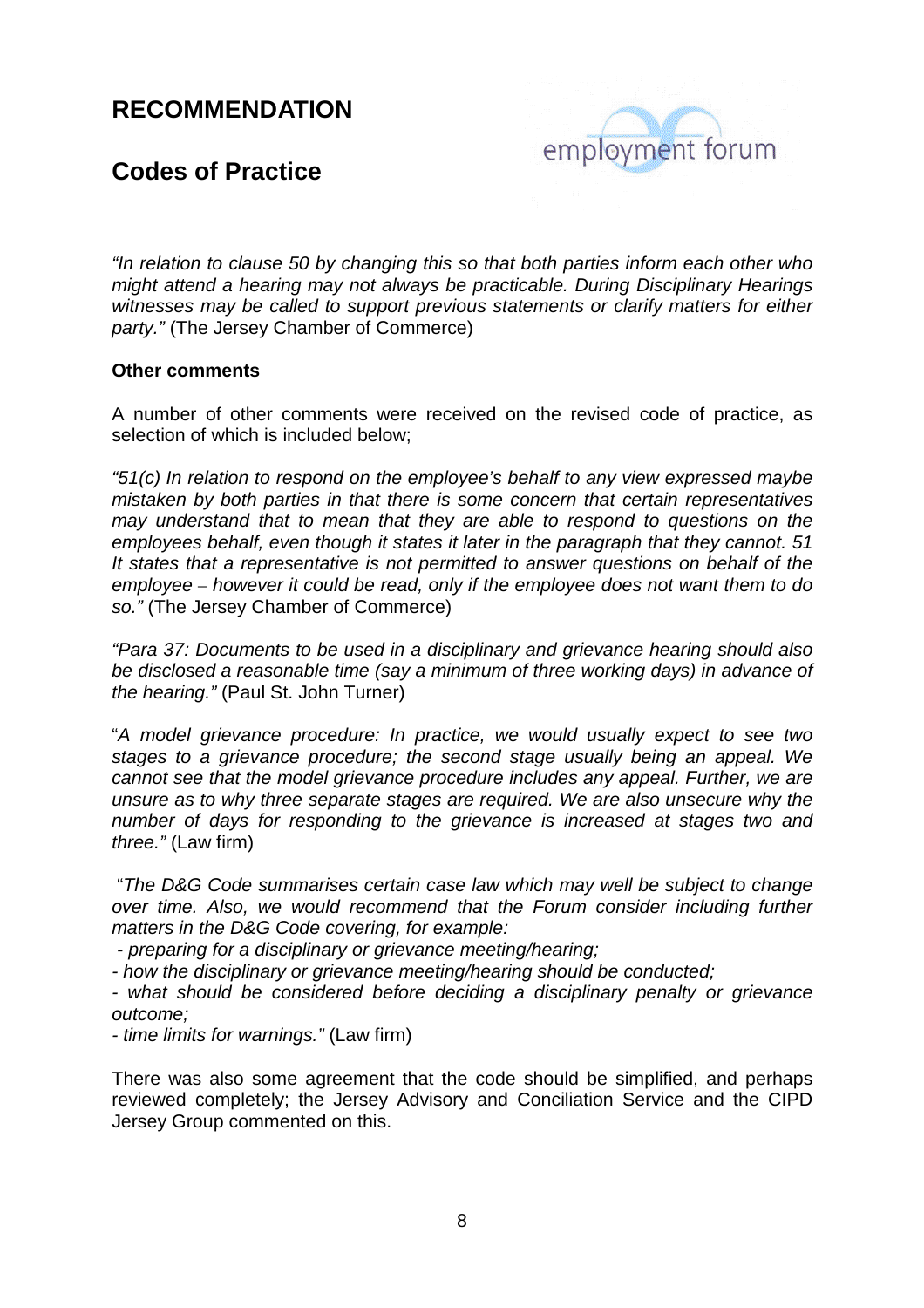# RECOMMENDATION

## Codes of Practice

*"In relation to clause 50 by changing this so that both parties inform each other who might attend a hearing may not always be practicable. During Disciplinary Hearings witnesses may be called to support previous statements or clarify matters for either party."* (The Jersey Chamber of Commerce)

**Other comments**

A number of other comments were received on the revised code of practice, as selection of which is included below;

*"51(c) In relation to respond on the employee's behalf to any view expressed maybe mistaken by both parties in that there is some concern that certain representatives may understand that to mean that they are able to respond to questions on the employees behalf, even though it states it later in the paragraph that they cannot. 51 It states that a representative is not permitted to answer questions on behalf of the employee – however it could be read, only if the employee does not want them to do so."* (The Jersey Chamber of Commerce)

*"Para 37: Documents to be used in a disciplinary and grievance hearing should also be disclosed a reasonable time (say a minimum of three working days) in advance of the hearing."* (Paul St. John Turner)

"*A model grievance procedure: In practice, we would usually expect to see two stages to a grievance procedure; the second stage usually being an appeal. We cannot see that the model grievance procedure includes any appeal. Further, we are unsure as to why three separate stages are required. We are also unsecure why the number of days for responding to the grievance is increased at stages two and three."* (Law firm)

"*The D&G Code summarises certain case law which may well be subject to change over time. Also, we would recommend that the Forum consider including further matters in the D&G Code covering, for example:*

*- preparing for a disciplinary or grievance meeting/hearing;*

*- how the disciplinary or grievance meeting/hearing should be conducted;*

*- what should be considered before deciding a disciplinary penalty or grievance outcome;*

*- time limits for warnings."* (Law firm)

There was also some agreement that the code should be simplified, and perhaps reviewed completely; the Jersey Advisory and Conciliation Service and the CIPD Jersey Group commented on this.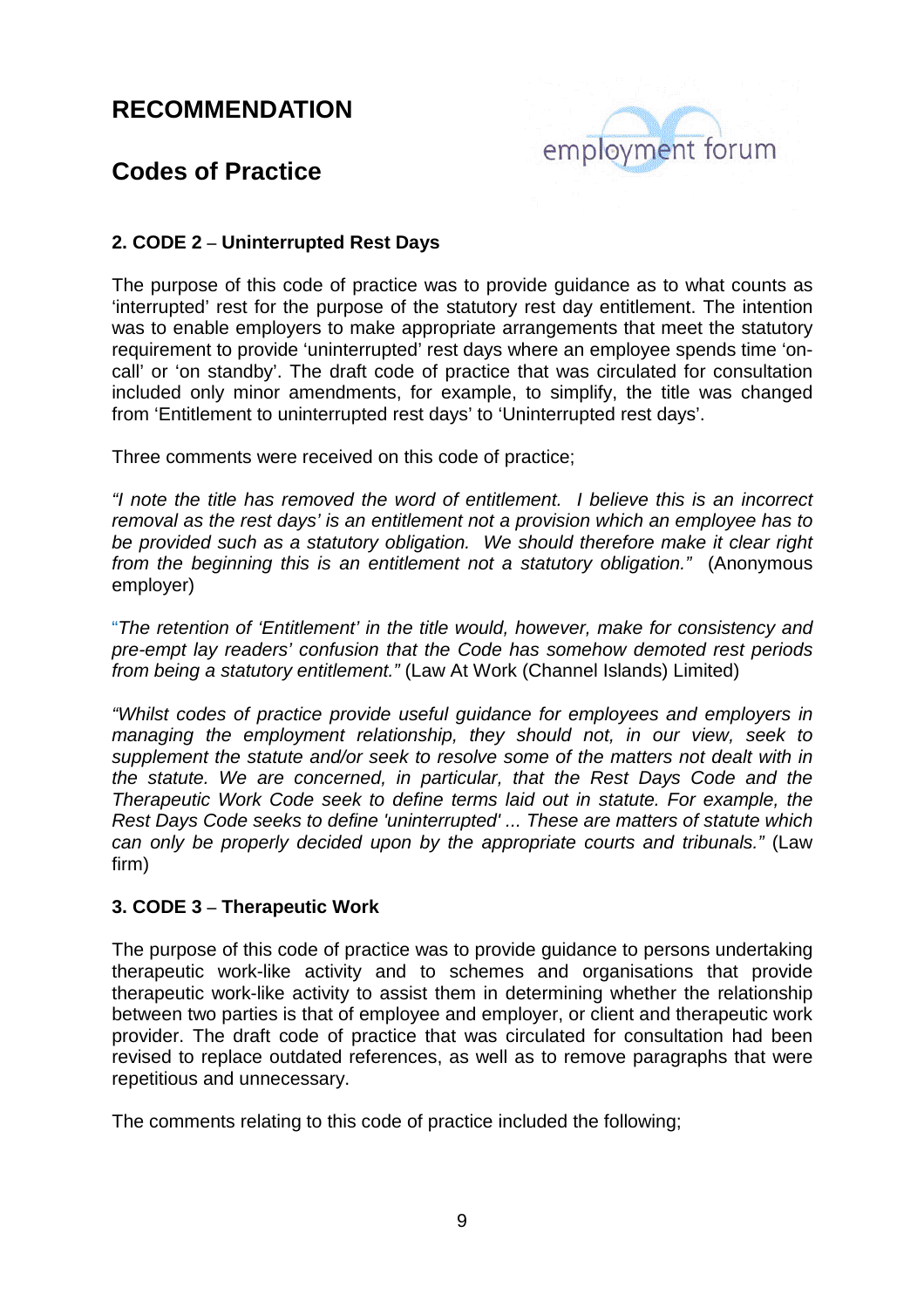# RECOMMENDATION

## Codes of Practice

### 2. CODE 2 – Uninterrupted Rest Days

The purpose of this code of practice was to provide guidance as to what counts as 'interrupted' rest for the purpose of the statutory rest day entitlement. The intention was to enable employers to make appropriate arrangements that meet the statutory requirement to provide 'uninterrupted' rest days where an employee spends time 'on-call' or 'on standby'. The draft code of practice that was circulated for consultation included only minor amendments, for example, to simplify, the title was changed from 'Entitlement to uninterrupted rest days' to 'Uninterrupted rest days'.

Three comments were received on this code of practice;

*"I note the title has removed the word of entitlement. I believe this is an incorrect removal as the rest days' is an entitlement not a provision which an employee has to be provided such as a statutory obligation. We should therefore make it clear right from the beginning this is an entitlement not a statutory obligation."* (Anonymous employer)

*"The retention of 'Entitlement' in the title would, however, make for consistency and pre-empt lay readers' confusion that the Code has somehow demoted rest periods from being a statutory entitlement."* (Law At Work (Channel Islands) Limited)

*"Whilst codes of practice provide useful guidance for employees and employers in managing the employment relationship, they should not, in our view, seek to supplement the statute and/or seek to resolve some of the matters not dealt with in the statute. We are concerned, in particular, that the Rest Days Code and the Therapeutic Work Code seek to define terms laid out in statute. For example, the Rest Days Code seeks to define 'uninterrupted' ... These are matters of statute which can only be properly decided upon by the appropriate courts and tribunals."* (Law firm)

### 3. CODE 3 – Therapeutic Work

The purpose of this code of practice was to provide guidance to persons undertaking therapeutic work-like activity and to schemes and organisations that provide therapeutic work-like activity to assist them in determining whether the relationship between two parties is that of employee and employer, or client and therapeutic work provider. The draft code of practice that was circulated for consultation had been revised to replace outdated references, as well as to remove paragraphs that were repetitious and unnecessary.

The comments relating to this code of practice included the following;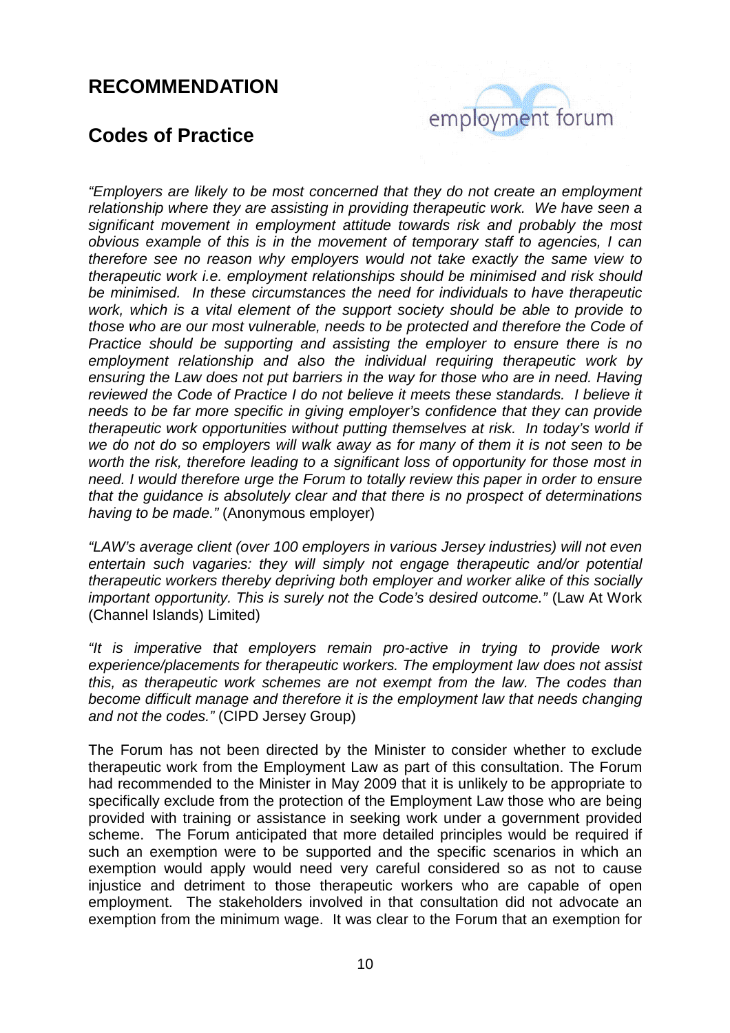## RECOMMENDATION

## Codes of Practice

*"Employers are likely to be most concerned that they do not create an employment relationship where they are assisting in providing therapeutic work. We have seen a significant movement in employment attitude towards risk and probably the most obvious example of this is in the movement of temporary staff to agencies, I can therefore see no reason why employers would not take exactly the same view to therapeutic work i.e. employment relationships should be minimised and risk should be minimised. In these circumstances the need for individuals to have therapeutic work, which is a vital element of the support society should be able to provide to those who are our most vulnerable, needs to be protected and therefore the Code of Practice should be supporting and assisting the employer to ensure there is no employment relationship and also the individual requiring therapeutic work by ensuring the Law does not put barriers in the way for those who are in need. Having reviewed the Code of Practice I do not believe it meets these standards. I believe it needs to be far more specific in giving employer's confidence that they can provide therapeutic work opportunities without putting themselves at risk. In today's world if we do not do so employers will walk away as for many of them it is not seen to be worth the risk, therefore leading to a significant loss of opportunity for those most in need. I would therefore urge the Forum to totally review this paper in order to ensure that the guidance is absolutely clear and that there is no prospect of determinations having to be made."* (Anonymous employer)

*"LAW's average client (over 100 employers in various Jersey industries) will not even entertain such vagaries: they will simply not engage therapeutic and/or potential therapeutic workers thereby depriving both employer and worker alike of this socially important opportunity. This is surely not the Code's desired outcome."* (Law At Work (Channel Islands) Limited)

*"It is imperative that employers remain pro-active in trying to provide work experience/placements for therapeutic workers. The employment law does not assist this, as therapeutic work schemes are not exempt from the law. The codes than become difficult manage and therefore it is the employment law that needs changing and not the codes."* (CIPD Jersey Group)

The Forum has not been directed by the Minister to consider whether to exclude therapeutic work from the Employment Law as part of this consultation. The Forum had recommended to the Minister in May 2009 that it is unlikely to be appropriate to specifically exclude from the protection of the Employment Law those who are being provided with training or assistance in seeking work under a government provided scheme. The Forum anticipated that more detailed principles would be required if such an exemption were to be supported and the specific scenarios in which an exemption would apply would need very careful considered so as not to cause injustice and detriment to those therapeutic workers who are capable of open employment. The stakeholders involved in that consultation did not advocate an exemption from the minimum wage. It was clear to the Forum that an exemption for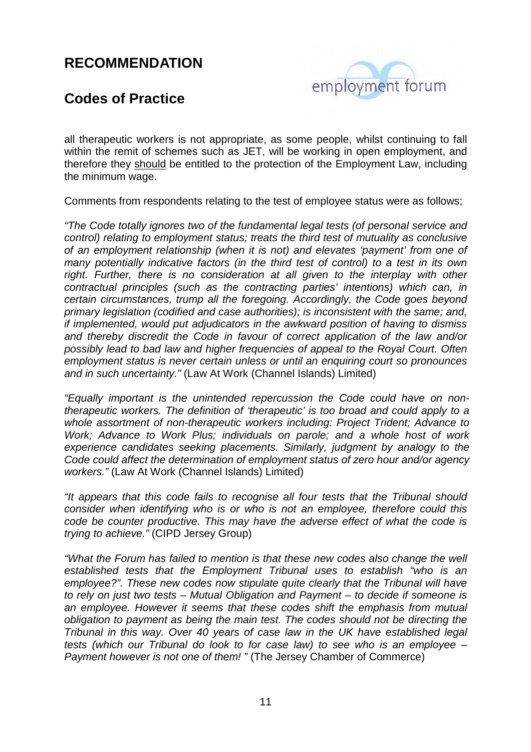## RECOMMENDATION

## Codes of Practice

all therapeutic workers is not appropriate, as some people, whilst continuing to fall within the remit of schemes such as JET, will be working in open employment, and therefore they <u>should</u> be entitled to the protection of the Employment Law, including the minimum wage.

Comments from respondents relating to the test of employee status were as follows;

*"The Code totally ignores two of the fundamental legal tests (of personal service and control) relating to employment status; treats the third test of mutuality as conclusive of an employment relationship (when it is not) and elevates 'payment' from one of many potentially indicative factors (in the third test of control) to a test in its own right. Further, there is no consideration at all given to the interplay with other contractual principles (such as the contracting parties' intentions) which can, in certain circumstances, trump all the foregoing. Accordingly, the Code goes beyond primary legislation (codified and case authorities); is inconsistent with the same; and, if implemented, would put adjudicators in the awkward position of having to dismiss and thereby discredit the Code in favour of correct application of the law and/or possibly lead to bad law and higher frequencies of appeal to the Royal Court. Often employment status is never certain unless or until an enquiring court so pronounces and in such uncertainty."* (Law At Work (Channel Islands) Limited)

*"Equally important is the unintended repercussion the Code could have on non-therapeutic workers. The definition of 'therapeutic' is too broad and could apply to a whole assortment of non-therapeutic workers including: Project Trident; Advance to Work; Advance to Work Plus; individuals on parole; and a whole host of work experience candidates seeking placements. Similarly, judgment by analogy to the Code could affect the determination of employment status of zero hour and/or agency workers."* (Law At Work (Channel Islands) Limited)

*"It appears that this code fails to recognise all four tests that the Tribunal should consider when identifying who is or who is not an employee, therefore could this code be counter productive. This may have the adverse effect of what the code is trying to achieve."* (CIPD Jersey Group)

*"What the Forum has failed to mention is that these new codes also change the well established tests that the Employment Tribunal uses to establish "who is an employee?". These new codes now stipulate quite clearly that the Tribunal will have to rely on just two tests – Mutual Obligation and Payment – to decide if someone is an employee. However it seems that these codes shift the emphasis from mutual obligation to payment as being the main test. The codes should not be directing the Tribunal in this way. Over 40 years of case law in the UK have established legal tests (which our Tribunal do look to for case law) to see who is an employee – Payment however is not one of them! "* (The Jersey Chamber of Commerce)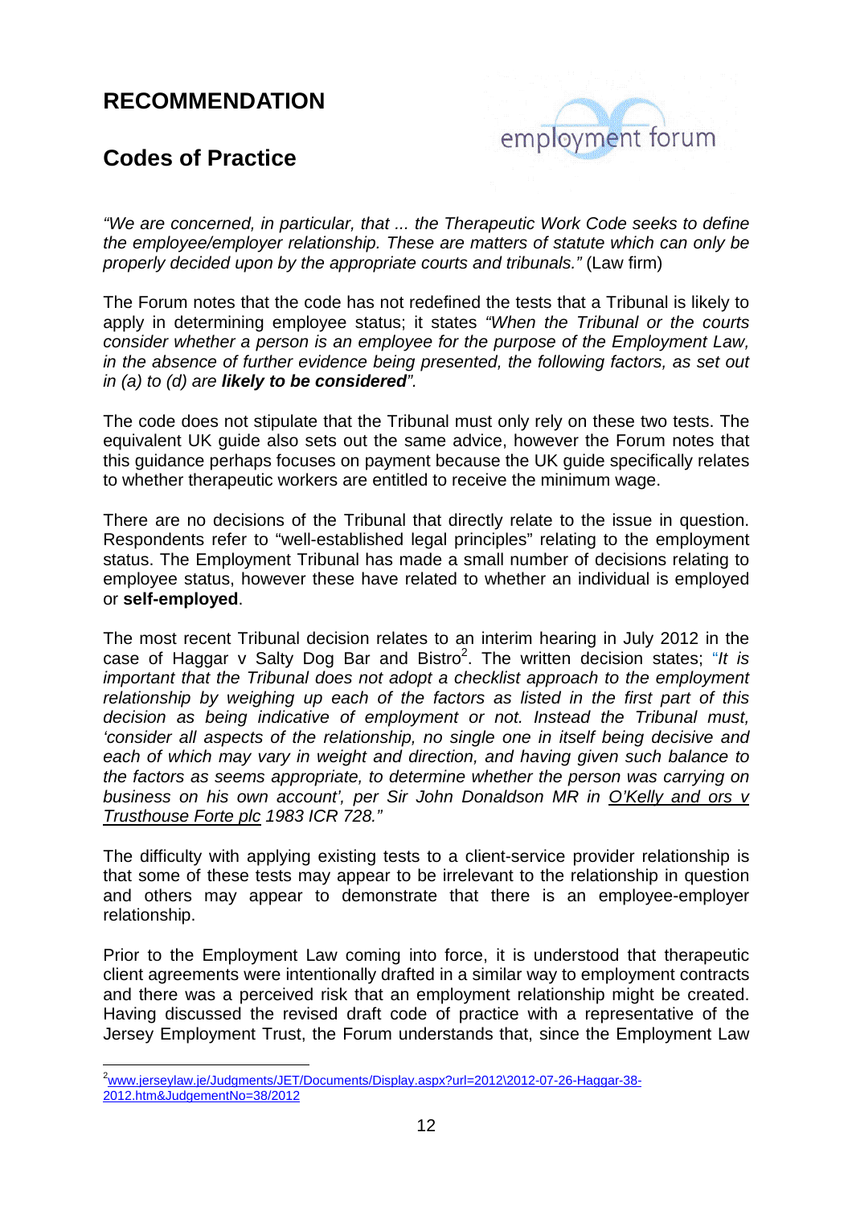## RECOMMENDATION

## Codes of Practice

*"We are concerned, in particular, that ... the Therapeutic Work Code seeks to define the employee/employer relationship. These are matters of statute which can only be properly decided upon by the appropriate courts and tribunals."* (Law firm)

The Forum notes that the code has not redefined the tests that a Tribunal is likely to apply in determining employee status; it states *"When the Tribunal or the courts consider whether a person is an employee for the purpose of the Employment Law, in the absence of further evidence being presented, the following factors, as set out in (a) to (d) are* ***likely to be considered****".*

The code does not stipulate that the Tribunal must only rely on these two tests. The equivalent UK guide also sets out the same advice, however the Forum notes that this guidance perhaps focuses on payment because the UK guide specifically relates to whether therapeutic workers are entitled to receive the minimum wage.

There are no decisions of the Tribunal that directly relate to the issue in question. Respondents refer to "well-established legal principles" relating to the employment status. The Employment Tribunal has made a small number of decisions relating to employee status, however these have related to whether an individual is employed or **self-employed**.

The most recent Tribunal decision relates to an interim hearing in July 2012 in the case of Haggar v Salty Dog Bar and Bistro[2]. The written decision states; "*It is important that the Tribunal does not adopt a checklist approach to the employment relationship by weighing up each of the factors as listed in the first part of this decision as being indicative of employment or not. Instead the Tribunal must, 'consider all aspects of the relationship, no single one in itself being decisive and each of which may vary in weight and direction, and having given such balance to the factors as seems appropriate, to determine whether the person was carrying on business on his own account', per Sir John Donaldson MR in O'Kelly and ors v Trusthouse Forte plc 1983 ICR 728."*

The difficulty with applying existing tests to a client-service provider relationship is that some of these tests may appear to be irrelevant to the relationship in question and others may appear to demonstrate that there is an employee-employer relationship.

Prior to the Employment Law coming into force, it is understood that therapeutic client agreements were intentionally drafted in a similar way to employment contracts and there was a perceived risk that an employment relationship might be created. Having discussed the revised draft code of practice with a representative of the Jersey Employment Trust, the Forum understands that, since the Employment Law

[2] www.jerseylaw.je/Judgments/JET/Documents/Display.aspx?url=2012\2012-07-26-Haggar-38-2012.htm&JudgementNo=38/2012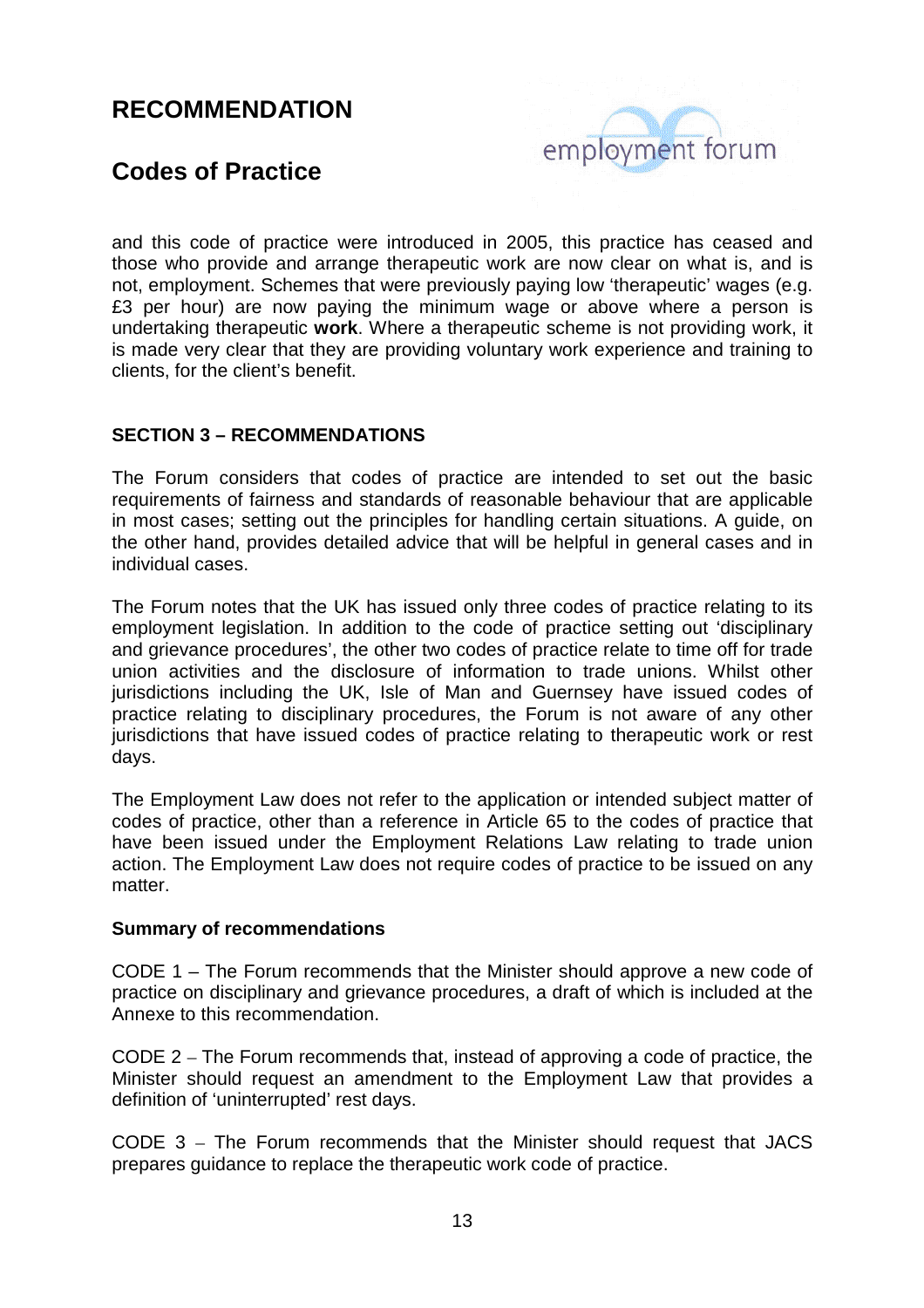and this code of practice were introduced in 2005, this practice has ceased and those who provide and arrange therapeutic work are now clear on what is, and is not, employment. Schemes that were previously paying low 'therapeutic' wages (e.g. £3 per hour) are now paying the minimum wage or above where a person is undertaking therapeutic **work**. Where a therapeutic scheme is not providing work, it is made very clear that they are providing voluntary work experience and training to clients, for the client's benefit.

### SECTION 3 – RECOMMENDATIONS

The Forum considers that codes of practice are intended to set out the basic requirements of fairness and standards of reasonable behaviour that are applicable in most cases; setting out the principles for handling certain situations. A guide, on the other hand, provides detailed advice that will be helpful in general cases and in individual cases.

The Forum notes that the UK has issued only three codes of practice relating to its employment legislation. In addition to the code of practice setting out 'disciplinary and grievance procedures', the other two codes of practice relate to time off for trade union activities and the disclosure of information to trade unions. Whilst other jurisdictions including the UK, Isle of Man and Guernsey have issued codes of practice relating to disciplinary procedures, the Forum is not aware of any other jurisdictions that have issued codes of practice relating to therapeutic work or rest days.

The Employment Law does not refer to the application or intended subject matter of codes of practice, other than a reference in Article 65 to the codes of practice that have been issued under the Employment Relations Law relating to trade union action. The Employment Law does not require codes of practice to be issued on any matter.

**Summary of recommendations**

CODE 1 – The Forum recommends that the Minister should approve a new code of practice on disciplinary and grievance procedures, a draft of which is included at the Annexe to this recommendation.

CODE 2 – The Forum recommends that, instead of approving a code of practice, the Minister should request an amendment to the Employment Law that provides a definition of 'uninterrupted' rest days.

CODE 3 – The Forum recommends that the Minister should request that JACS prepares guidance to replace the therapeutic work code of practice.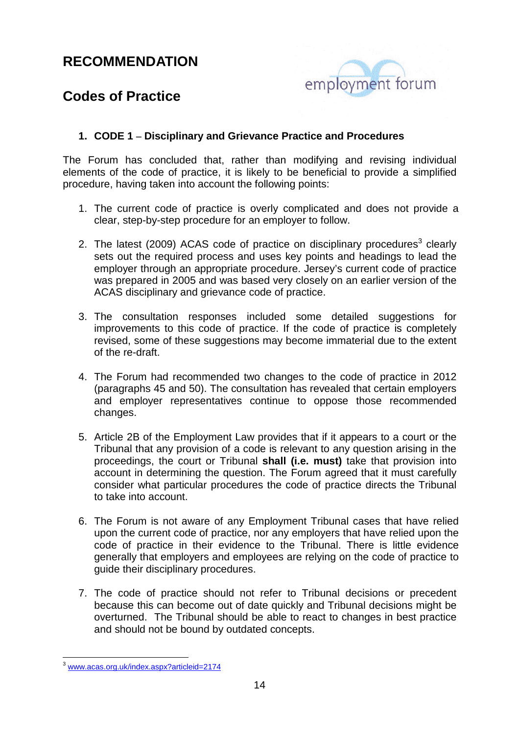# RECOMMENDATION

## Codes of Practice

### 1. CODE 1 – Disciplinary and Grievance Practice and Procedures

The Forum has concluded that, rather than modifying and revising individual elements of the code of practice, it is likely to be beneficial to provide a simplified procedure, having taken into account the following points:

1. The current code of practice is overly complicated and does not provide a clear, step-by-step procedure for an employer to follow.

2. The latest (2009) ACAS code of practice on disciplinary procedures[3] clearly sets out the required process and uses key points and headings to lead the employer through an appropriate procedure. Jersey's current code of practice was prepared in 2005 and was based very closely on an earlier version of the ACAS disciplinary and grievance code of practice.

3. The consultation responses included some detailed suggestions for improvements to this code of practice. If the code of practice is completely revised, some of these suggestions may become immaterial due to the extent of the re-draft.

4. The Forum had recommended two changes to the code of practice in 2012 (paragraphs 45 and 50). The consultation has revealed that certain employers and employer representatives continue to oppose those recommended changes.

5. Article 2B of the Employment Law provides that if it appears to a court or the Tribunal that any provision of a code is relevant to any question arising in the proceedings, the court or Tribunal **shall (i.e. must)** take that provision into account in determining the question. The Forum agreed that it must carefully consider what particular procedures the code of practice directs the Tribunal to take into account.

6. The Forum is not aware of any Employment Tribunal cases that have relied upon the current code of practice, nor any employers that have relied upon the code of practice in their evidence to the Tribunal. There is little evidence generally that employers and employees are relying on the code of practice to guide their disciplinary procedures.

7. The code of practice should not refer to Tribunal decisions or precedent because this can become out of date quickly and Tribunal decisions might be overturned. The Tribunal should be able to react to changes in best practice and should not be bound by outdated concepts.

---

[3] www.acas.org.uk/index.aspx?articleid=2174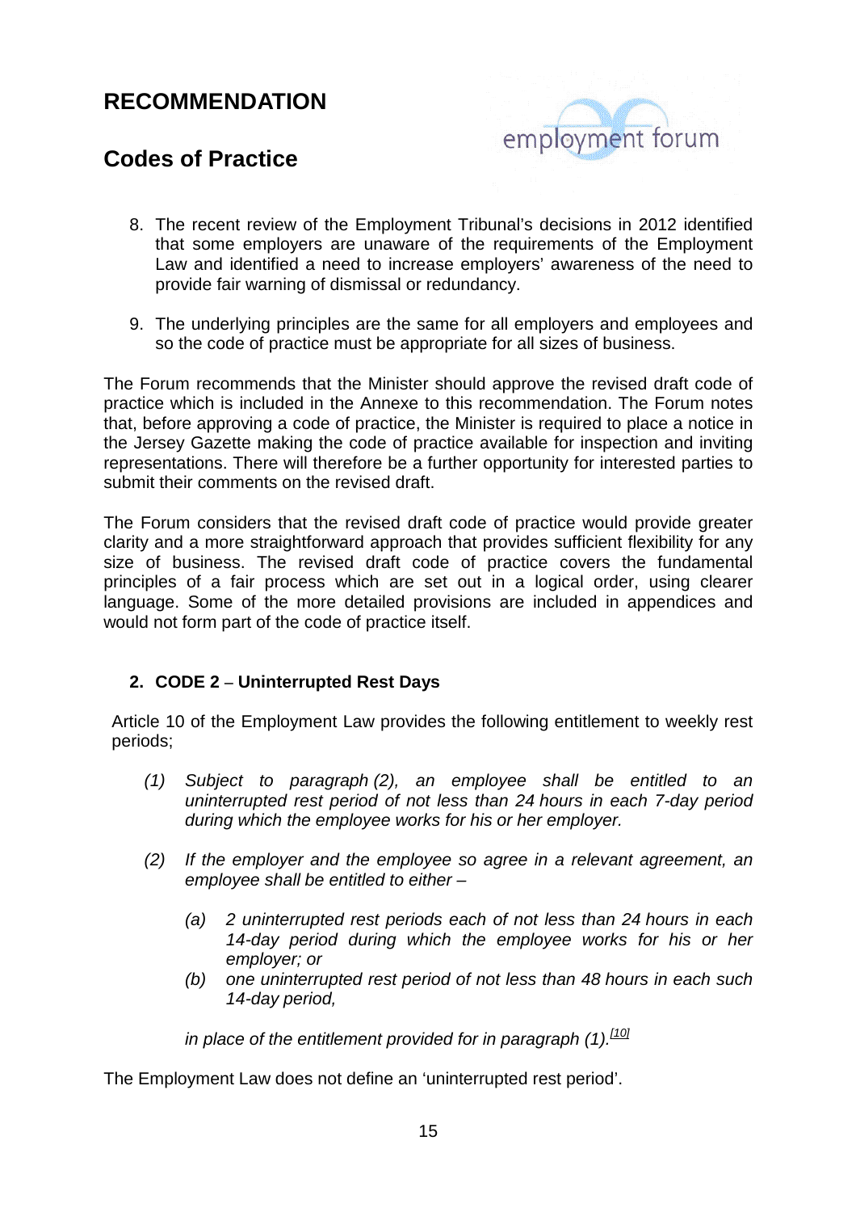# RECOMMENDATION

## Codes of Practice

8. The recent review of the Employment Tribunal's decisions in 2012 identified that some employers are unaware of the requirements of the Employment Law and identified a need to increase employers' awareness of the need to provide fair warning of dismissal or redundancy.

9. The underlying principles are the same for all employers and employees and so the code of practice must be appropriate for all sizes of business.

The Forum recommends that the Minister should approve the revised draft code of practice which is included in the Annexe to this recommendation. The Forum notes that, before approving a code of practice, the Minister is required to place a notice in the Jersey Gazette making the code of practice available for inspection and inviting representations. There will therefore be a further opportunity for interested parties to submit their comments on the revised draft.

The Forum considers that the revised draft code of practice would provide greater clarity and a more straightforward approach that provides sufficient flexibility for any size of business. The revised draft code of practice covers the fundamental principles of a fair process which are set out in a logical order, using clearer language. Some of the more detailed provisions are included in appendices and would not form part of the code of practice itself.

### 2. CODE 2 – Uninterrupted Rest Days

Article 10 of the Employment Law provides the following entitlement to weekly rest periods;

*(1) Subject to paragraph (2), an employee shall be entitled to an uninterrupted rest period of not less than 24 hours in each 7-day period during which the employee works for his or her employer.*

*(2) If the employer and the employee so agree in a relevant agreement, an employee shall be entitled to either –*

*(a) 2 uninterrupted rest periods each of not less than 24 hours in each 14-day period during which the employee works for his or her employer; or*

*(b) one uninterrupted rest period of not less than 48 hours in each such 14-day period,*

*in place of the entitlement provided for in paragraph (1).*[10]

The Employment Law does not define an 'uninterrupted rest period'.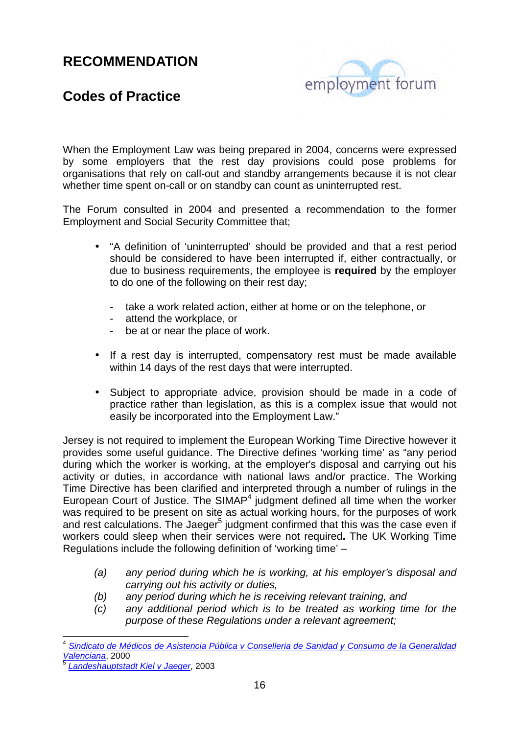# RECOMMENDATION

## Codes of Practice

When the Employment Law was being prepared in 2004, concerns were expressed by some employers that the rest day provisions could pose problems for organisations that rely on call-out and standby arrangements because it is not clear whether time spent on-call or on standby can count as uninterrupted rest.

The Forum consulted in 2004 and presented a recommendation to the former Employment and Social Security Committee that;

- "A definition of 'uninterrupted' should be provided and that a rest period should be considered to have been interrupted if, either contractually, or due to business requirements, the employee is **required** by the employer to do one of the following on their rest day;
  - take a work related action, either at home or on the telephone, or
  - attend the workplace, or
  - be at or near the place of work.
- If a rest day is interrupted, compensatory rest must be made available within 14 days of the rest days that were interrupted.
- Subject to appropriate advice, provision should be made in a code of practice rather than legislation, as this is a complex issue that would not easily be incorporated into the Employment Law."

Jersey is not required to implement the European Working Time Directive however it provides some useful guidance. The Directive defines 'working time' as "any period during which the worker is working, at the employer's disposal and carrying out his activity or duties, in accordance with national laws and/or practice. The Working Time Directive has been clarified and interpreted through a number of rulings in the European Court of Justice. The SIMAP[4] judgment defined all time when the worker was required to be present on site as actual working hours, for the purposes of work and rest calculations. The Jaeger[5] judgment confirmed that this was the case even if workers could sleep when their services were not required**.** The UK Working Time Regulations include the following definition of 'working time' –

(a) *any period during which he is working, at his employer's disposal and carrying out his activity or duties,*
(b) *any period during which he is receiving relevant training, and*
(c) *any additional period which is to be treated as working time for the purpose of these Regulations under a relevant agreement;*

---

[4] *Sindicato de Médicos de Asistencia Pública v Conselleria de Sanidad y Consumo de la Generalidad Valenciana*, 2000

[5] *Landeshauptstadt Kiel v Jaeger*, 2003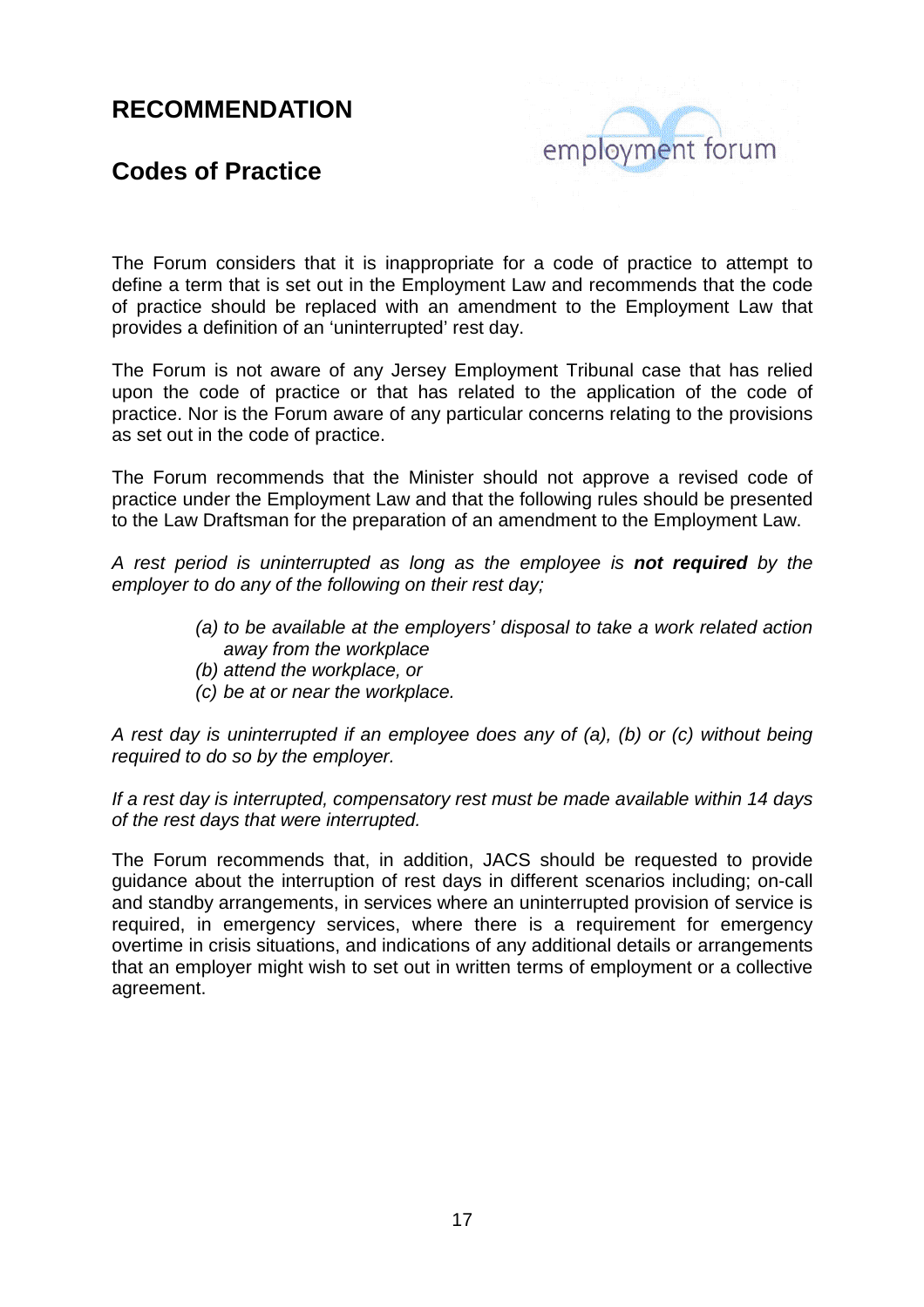## RECOMMENDATION

## Codes of Practice

The Forum considers that it is inappropriate for a code of practice to attempt to define a term that is set out in the Employment Law and recommends that the code of practice should be replaced with an amendment to the Employment Law that provides a definition of an 'uninterrupted' rest day.

The Forum is not aware of any Jersey Employment Tribunal case that has relied upon the code of practice or that has related to the application of the code of practice. Nor is the Forum aware of any particular concerns relating to the provisions as set out in the code of practice.

The Forum recommends that the Minister should not approve a revised code of practice under the Employment Law and that the following rules should be presented to the Law Draftsman for the preparation of an amendment to the Employment Law.

*A rest period is uninterrupted as long as the employee is **not required** by the employer to do any of the following on their rest day;*

> *(a) to be available at the employers' disposal to take a work related action away from the workplace*
> *(b) attend the workplace, or*
> *(c) be at or near the workplace.*

*A rest day is uninterrupted if an employee does any of (a), (b) or (c) without being required to do so by the employer.*

*If a rest day is interrupted, compensatory rest must be made available within 14 days of the rest days that were interrupted.*

The Forum recommends that, in addition, JACS should be requested to provide guidance about the interruption of rest days in different scenarios including; on-call and standby arrangements, in services where an uninterrupted provision of service is required, in emergency services, where there is a requirement for emergency overtime in crisis situations, and indications of any additional details or arrangements that an employer might wish to set out in written terms of employment or a collective agreement.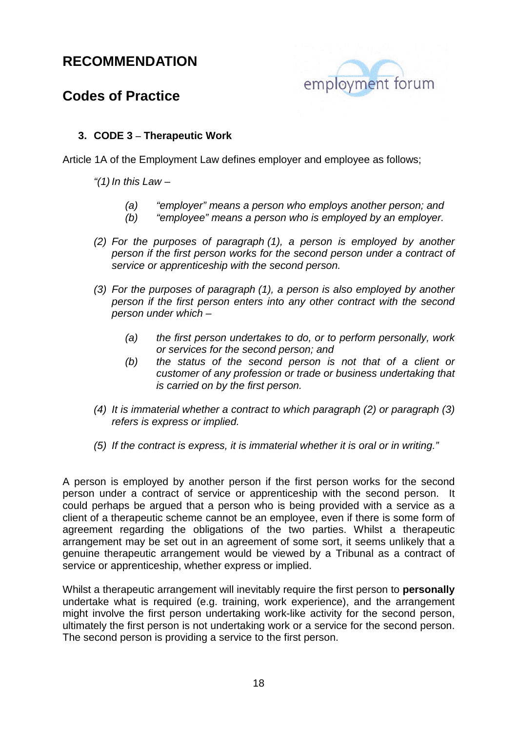# RECOMMENDATION

## Codes of Practice

### 3. CODE 3 – Therapeutic Work

Article 1A of the Employment Law defines employer and employee as follows;

*"(1) In this Law –*

> *(a) "employer" means a person who employs another person; and*
> *(b) "employee" means a person who is employed by an employer.*

*(2) For the purposes of paragraph (1), a person is employed by another person if the first person works for the second person under a contract of service or apprenticeship with the second person.*

*(3) For the purposes of paragraph (1), a person is also employed by another person if the first person enters into any other contract with the second person under which –*

> *(a) the first person undertakes to do, or to perform personally, work or services for the second person; and*
> *(b) the status of the second person is not that of a client or customer of any profession or trade or business undertaking that is carried on by the first person.*

*(4) It is immaterial whether a contract to which paragraph (2) or paragraph (3) refers is express or implied.*

*(5) If the contract is express, it is immaterial whether it is oral or in writing."*

A person is employed by another person if the first person works for the second person under a contract of service or apprenticeship with the second person. It could perhaps be argued that a person who is being provided with a service as a client of a therapeutic scheme cannot be an employee, even if there is some form of agreement regarding the obligations of the two parties. Whilst a therapeutic arrangement may be set out in an agreement of some sort, it seems unlikely that a genuine therapeutic arrangement would be viewed by a Tribunal as a contract of service or apprenticeship, whether express or implied.

Whilst a therapeutic arrangement will inevitably require the first person to **personally** undertake what is required (e.g. training, work experience), and the arrangement might involve the first person undertaking work-like activity for the second person, ultimately the first person is not undertaking work or a service for the second person. The second person is providing a service to the first person.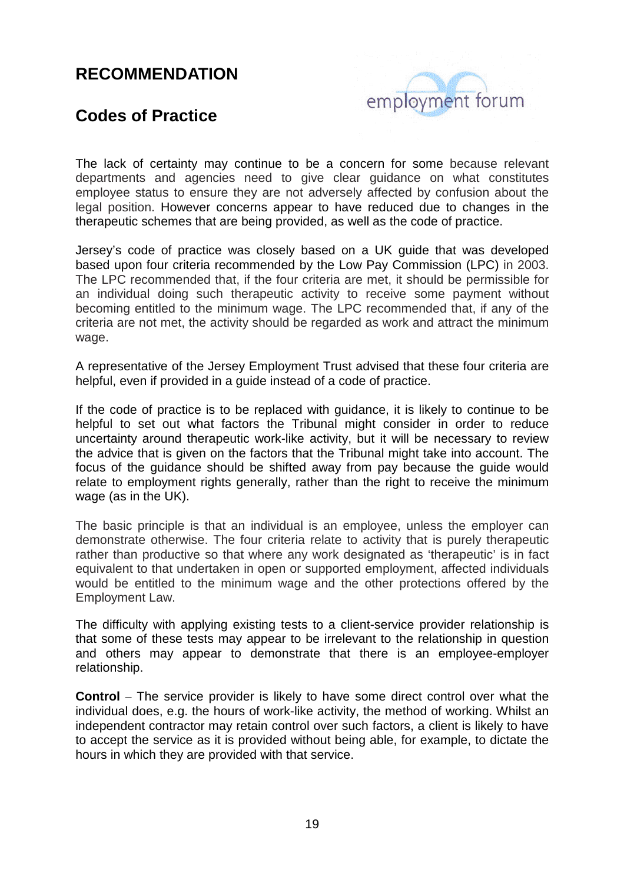## RECOMMENDATION

## Codes of Practice

The lack of certainty may continue to be a concern for some because relevant departments and agencies need to give clear guidance on what constitutes employee status to ensure they are not adversely affected by confusion about the legal position. However concerns appear to have reduced due to changes in the therapeutic schemes that are being provided, as well as the code of practice.

Jersey's code of practice was closely based on a UK guide that was developed based upon four criteria recommended by the Low Pay Commission (LPC) in 2003. The LPC recommended that, if the four criteria are met, it should be permissible for an individual doing such therapeutic activity to receive some payment without becoming entitled to the minimum wage. The LPC recommended that, if any of the criteria are not met, the activity should be regarded as work and attract the minimum wage.

A representative of the Jersey Employment Trust advised that these four criteria are helpful, even if provided in a guide instead of a code of practice.

If the code of practice is to be replaced with guidance, it is likely to continue to be helpful to set out what factors the Tribunal might consider in order to reduce uncertainty around therapeutic work-like activity, but it will be necessary to review the advice that is given on the factors that the Tribunal might take into account. The focus of the guidance should be shifted away from pay because the guide would relate to employment rights generally, rather than the right to receive the minimum wage (as in the UK).

The basic principle is that an individual is an employee, unless the employer can demonstrate otherwise. The four criteria relate to activity that is purely therapeutic rather than productive so that where any work designated as 'therapeutic' is in fact equivalent to that undertaken in open or supported employment, affected individuals would be entitled to the minimum wage and the other protections offered by the Employment Law.

The difficulty with applying existing tests to a client-service provider relationship is that some of these tests may appear to be irrelevant to the relationship in question and others may appear to demonstrate that there is an employee-employer relationship.

**Control** – The service provider is likely to have some direct control over what the individual does, e.g. the hours of work-like activity, the method of working. Whilst an independent contractor may retain control over such factors, a client is likely to have to accept the service as it is provided without being able, for example, to dictate the hours in which they are provided with that service.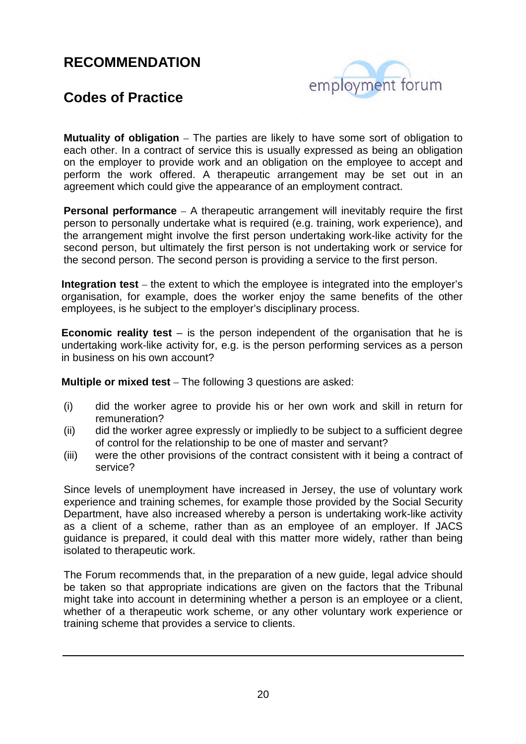# RECOMMENDATION

## Codes of Practice

**Mutuality of obligation** – The parties are likely to have some sort of obligation to each other. In a contract of service this is usually expressed as being an obligation on the employer to provide work and an obligation on the employee to accept and perform the work offered. A therapeutic arrangement may be set out in an agreement which could give the appearance of an employment contract.

**Personal performance** – A therapeutic arrangement will inevitably require the first person to personally undertake what is required (e.g. training, work experience), and the arrangement might involve the first person undertaking work-like activity for the second person, but ultimately the first person is not undertaking work or service for the second person. The second person is providing a service to the first person.

**Integration test** – the extent to which the employee is integrated into the employer's organisation, for example, does the worker enjoy the same benefits of the other employees, is he subject to the employer's disciplinary process.

**Economic reality test** – is the person independent of the organisation that he is undertaking work-like activity for, e.g. is the person performing services as a person in business on his own account?

**Multiple or mixed test** – The following 3 questions are asked:

(i) did the worker agree to provide his or her own work and skill in return for remuneration?

(ii) did the worker agree expressly or impliedly to be subject to a sufficient degree of control for the relationship to be one of master and servant?

(iii) were the other provisions of the contract consistent with it being a contract of service?

Since levels of unemployment have increased in Jersey, the use of voluntary work experience and training schemes, for example those provided by the Social Security Department, have also increased whereby a person is undertaking work-like activity as a client of a scheme, rather than as an employee of an employer. If JACS guidance is prepared, it could deal with this matter more widely, rather than being isolated to therapeutic work.

The Forum recommends that, in the preparation of a new guide, legal advice should be taken so that appropriate indications are given on the factors that the Tribunal might take into account in determining whether a person is an employee or a client, whether of a therapeutic work scheme, or any other voluntary work experience or training scheme that provides a service to clients.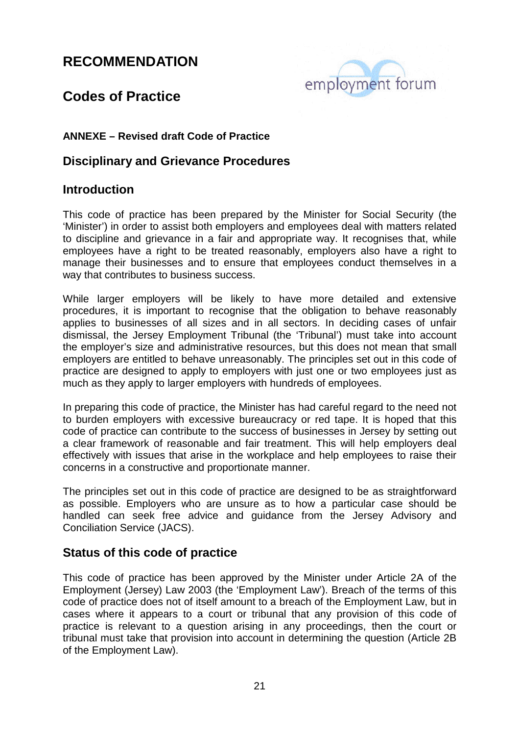# RECOMMENDATION

## Codes of Practice

employment forum

**ANNEXE – Revised draft Code of Practice**

## Disciplinary and Grievance Procedures

## Introduction

This code of practice has been prepared by the Minister for Social Security (the 'Minister') in order to assist both employers and employees deal with matters related to discipline and grievance in a fair and appropriate way. It recognises that, while employees have a right to be treated reasonably, employers also have a right to manage their businesses and to ensure that employees conduct themselves in a way that contributes to business success.

While larger employers will be likely to have more detailed and extensive procedures, it is important to recognise that the obligation to behave reasonably applies to businesses of all sizes and in all sectors. In deciding cases of unfair dismissal, the Jersey Employment Tribunal (the 'Tribunal') must take into account the employer's size and administrative resources, but this does not mean that small employers are entitled to behave unreasonably. The principles set out in this code of practice are designed to apply to employers with just one or two employees just as much as they apply to larger employers with hundreds of employees.

In preparing this code of practice, the Minister has had careful regard to the need not to burden employers with excessive bureaucracy or red tape. It is hoped that this code of practice can contribute to the success of businesses in Jersey by setting out a clear framework of reasonable and fair treatment. This will help employers deal effectively with issues that arise in the workplace and help employees to raise their concerns in a constructive and proportionate manner.

The principles set out in this code of practice are designed to be as straightforward as possible. Employers who are unsure as to how a particular case should be handled can seek free advice and guidance from the Jersey Advisory and Conciliation Service (JACS).

## Status of this code of practice

This code of practice has been approved by the Minister under Article 2A of the Employment (Jersey) Law 2003 (the 'Employment Law'). Breach of the terms of this code of practice does not of itself amount to a breach of the Employment Law, but in cases where it appears to a court or tribunal that any provision of this code of practice is relevant to a question arising in any proceedings, then the court or tribunal must take that provision into account in determining the question (Article 2B of the Employment Law).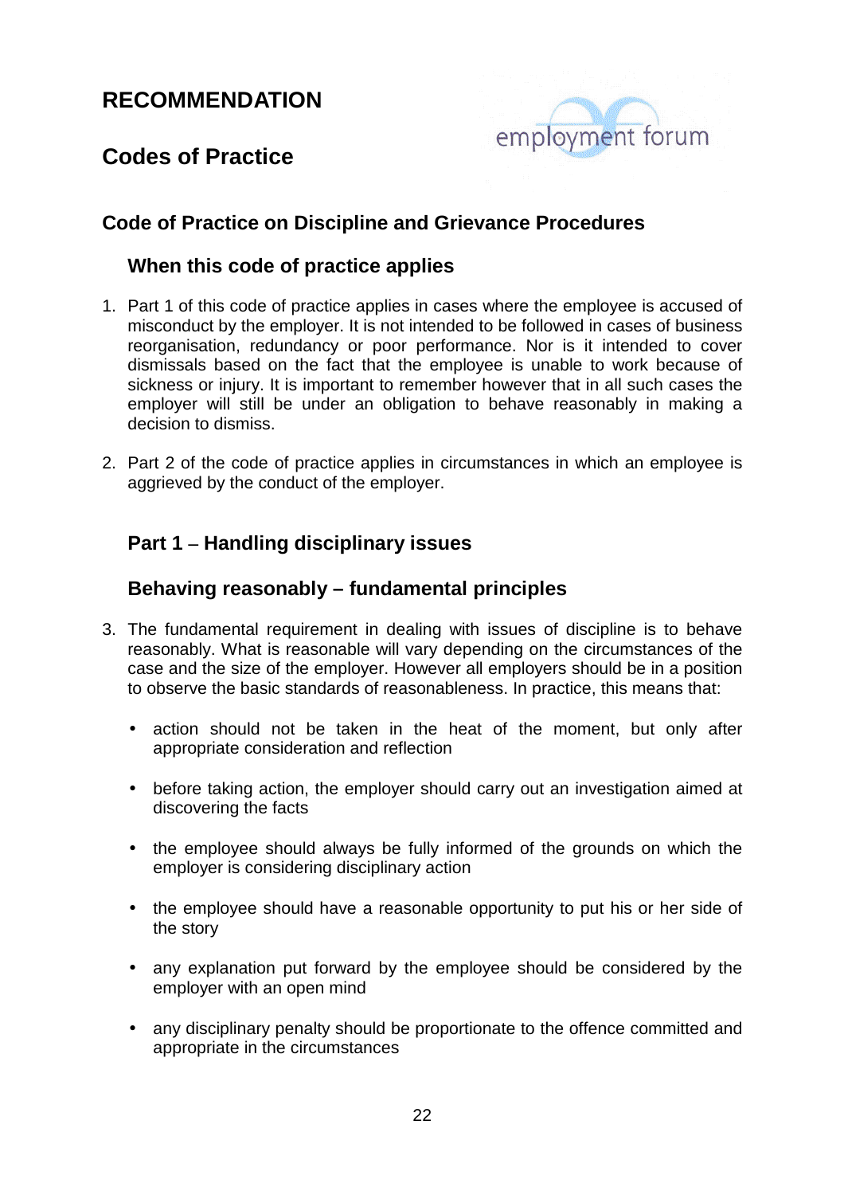# RECOMMENDATION

## Codes of Practice

### Code of Practice on Discipline and Grievance Procedures

#### When this code of practice applies

1. Part 1 of this code of practice applies in cases where the employee is accused of misconduct by the employer. It is not intended to be followed in cases of business reorganisation, redundancy or poor performance. Nor is it intended to cover dismissals based on the fact that the employee is unable to work because of sickness or injury. It is important to remember however that in all such cases the employer will still be under an obligation to behave reasonably in making a decision to dismiss.

2. Part 2 of the code of practice applies in circumstances in which an employee is aggrieved by the conduct of the employer.

#### Part 1 – Handling disciplinary issues

#### Behaving reasonably – fundamental principles

3. The fundamental requirement in dealing with issues of discipline is to behave reasonably. What is reasonable will vary depending on the circumstances of the case and the size of the employer. However all employers should be in a position to observe the basic standards of reasonableness. In practice, this means that:

   - action should not be taken in the heat of the moment, but only after appropriate consideration and reflection
   - before taking action, the employer should carry out an investigation aimed at discovering the facts
   - the employee should always be fully informed of the grounds on which the employer is considering disciplinary action
   - the employee should have a reasonable opportunity to put his or her side of the story
   - any explanation put forward by the employee should be considered by the employer with an open mind
   - any disciplinary penalty should be proportionate to the offence committed and appropriate in the circumstances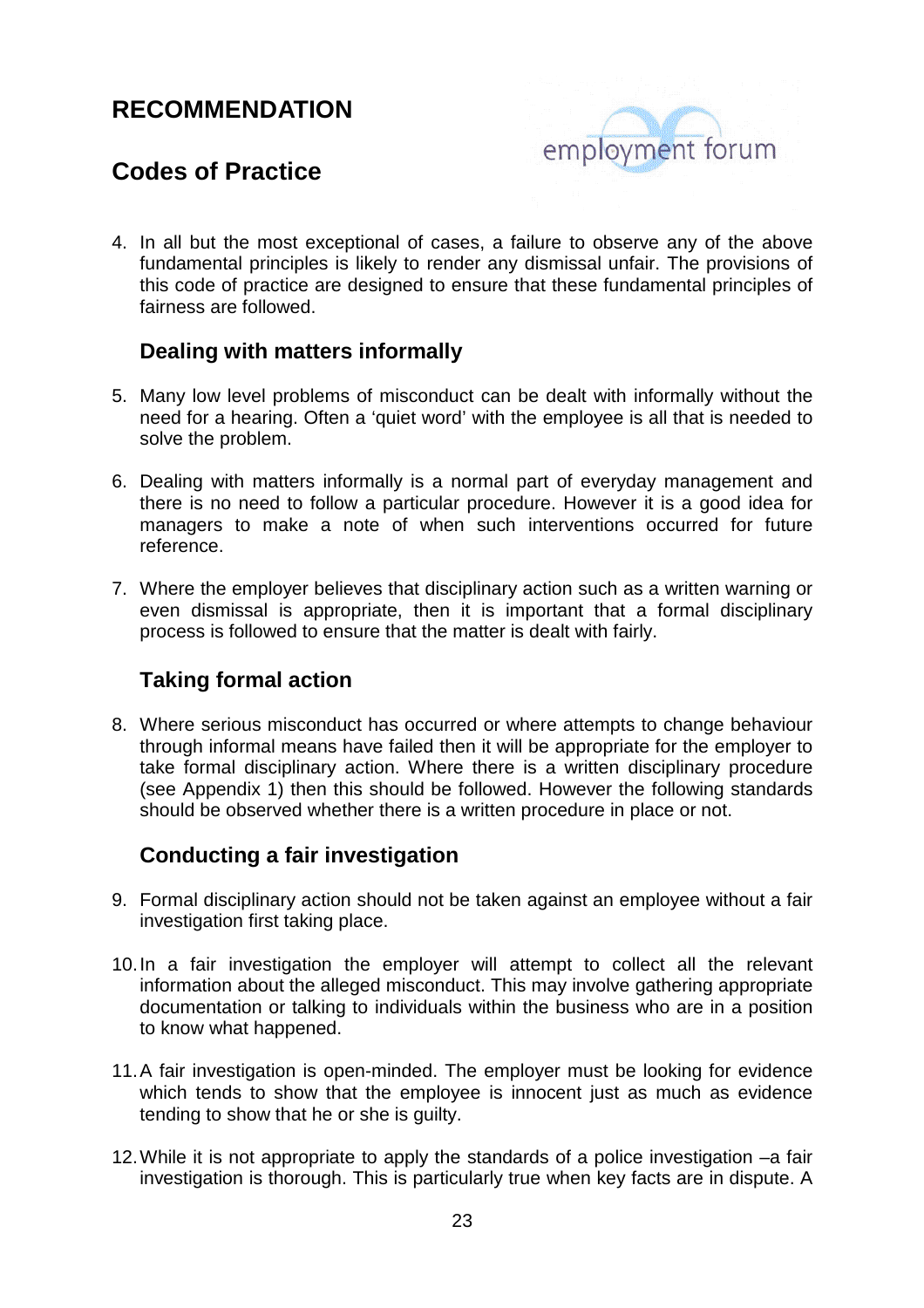# RECOMMENDATION

## Codes of Practice

4. In all but the most exceptional of cases, a failure to observe any of the above fundamental principles is likely to render any dismissal unfair. The provisions of this code of practice are designed to ensure that these fundamental principles of fairness are followed.

### Dealing with matters informally

5. Many low level problems of misconduct can be dealt with informally without the need for a hearing. Often a 'quiet word' with the employee is all that is needed to solve the problem.

6. Dealing with matters informally is a normal part of everyday management and there is no need to follow a particular procedure. However it is a good idea for managers to make a note of when such interventions occurred for future reference.

7. Where the employer believes that disciplinary action such as a written warning or even dismissal is appropriate, then it is important that a formal disciplinary process is followed to ensure that the matter is dealt with fairly.

### Taking formal action

8. Where serious misconduct has occurred or where attempts to change behaviour through informal means have failed then it will be appropriate for the employer to take formal disciplinary action. Where there is a written disciplinary procedure (see Appendix 1) then this should be followed. However the following standards should be observed whether there is a written procedure in place or not.

### Conducting a fair investigation

9. Formal disciplinary action should not be taken against an employee without a fair investigation first taking place.

10. In a fair investigation the employer will attempt to collect all the relevant information about the alleged misconduct. This may involve gathering appropriate documentation or talking to individuals within the business who are in a position to know what happened.

11. A fair investigation is open-minded. The employer must be looking for evidence which tends to show that the employee is innocent just as much as evidence tending to show that he or she is guilty.

12. While it is not appropriate to apply the standards of a police investigation –a fair investigation is thorough. This is particularly true when key facts are in dispute. A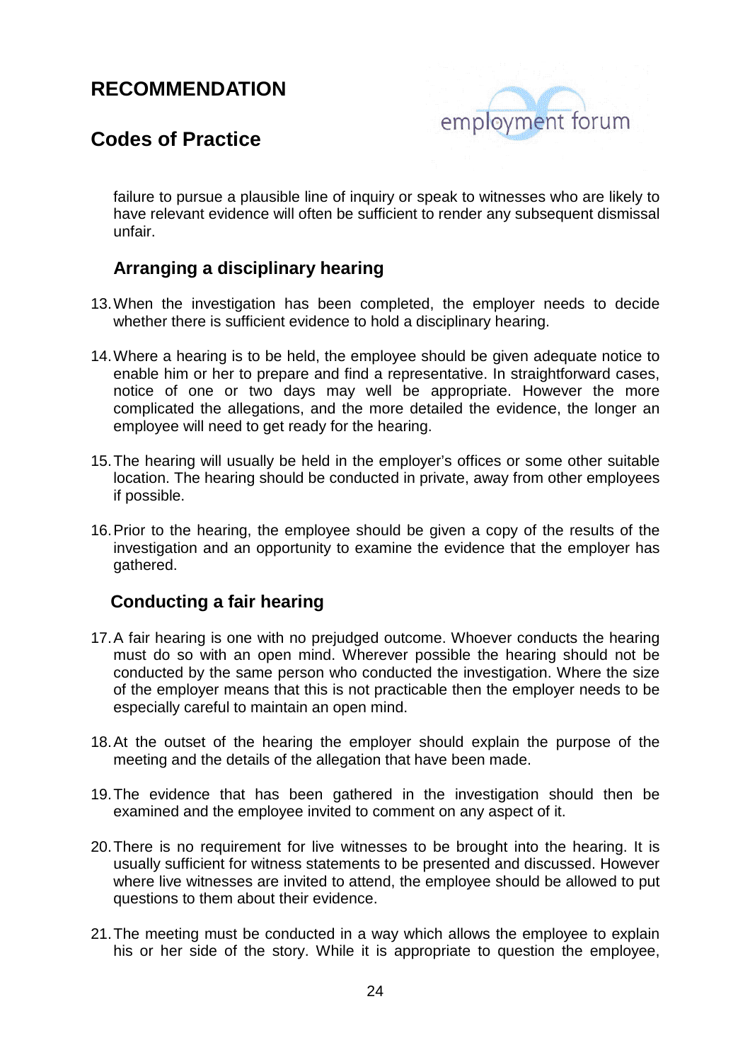failure to pursue a plausible line of inquiry or speak to witnesses who are likely to have relevant evidence will often be sufficient to render any subsequent dismissal unfair.

### Arranging a disciplinary hearing

13. When the investigation has been completed, the employer needs to decide whether there is sufficient evidence to hold a disciplinary hearing.

14. Where a hearing is to be held, the employee should be given adequate notice to enable him or her to prepare and find a representative. In straightforward cases, notice of one or two days may well be appropriate. However the more complicated the allegations, and the more detailed the evidence, the longer an employee will need to get ready for the hearing.

15. The hearing will usually be held in the employer's offices or some other suitable location. The hearing should be conducted in private, away from other employees if possible.

16. Prior to the hearing, the employee should be given a copy of the results of the investigation and an opportunity to examine the evidence that the employer has gathered.

### Conducting a fair hearing

17. A fair hearing is one with no prejudged outcome. Whoever conducts the hearing must do so with an open mind. Wherever possible the hearing should not be conducted by the same person who conducted the investigation. Where the size of the employer means that this is not practicable then the employer needs to be especially careful to maintain an open mind.

18. At the outset of the hearing the employer should explain the purpose of the meeting and the details of the allegation that have been made.

19. The evidence that has been gathered in the investigation should then be examined and the employee invited to comment on any aspect of it.

20. There is no requirement for live witnesses to be brought into the hearing. It is usually sufficient for witness statements to be presented and discussed. However where live witnesses are invited to attend, the employee should be allowed to put questions to them about their evidence.

21. The meeting must be conducted in a way which allows the employee to explain his or her side of the story. While it is appropriate to question the employee,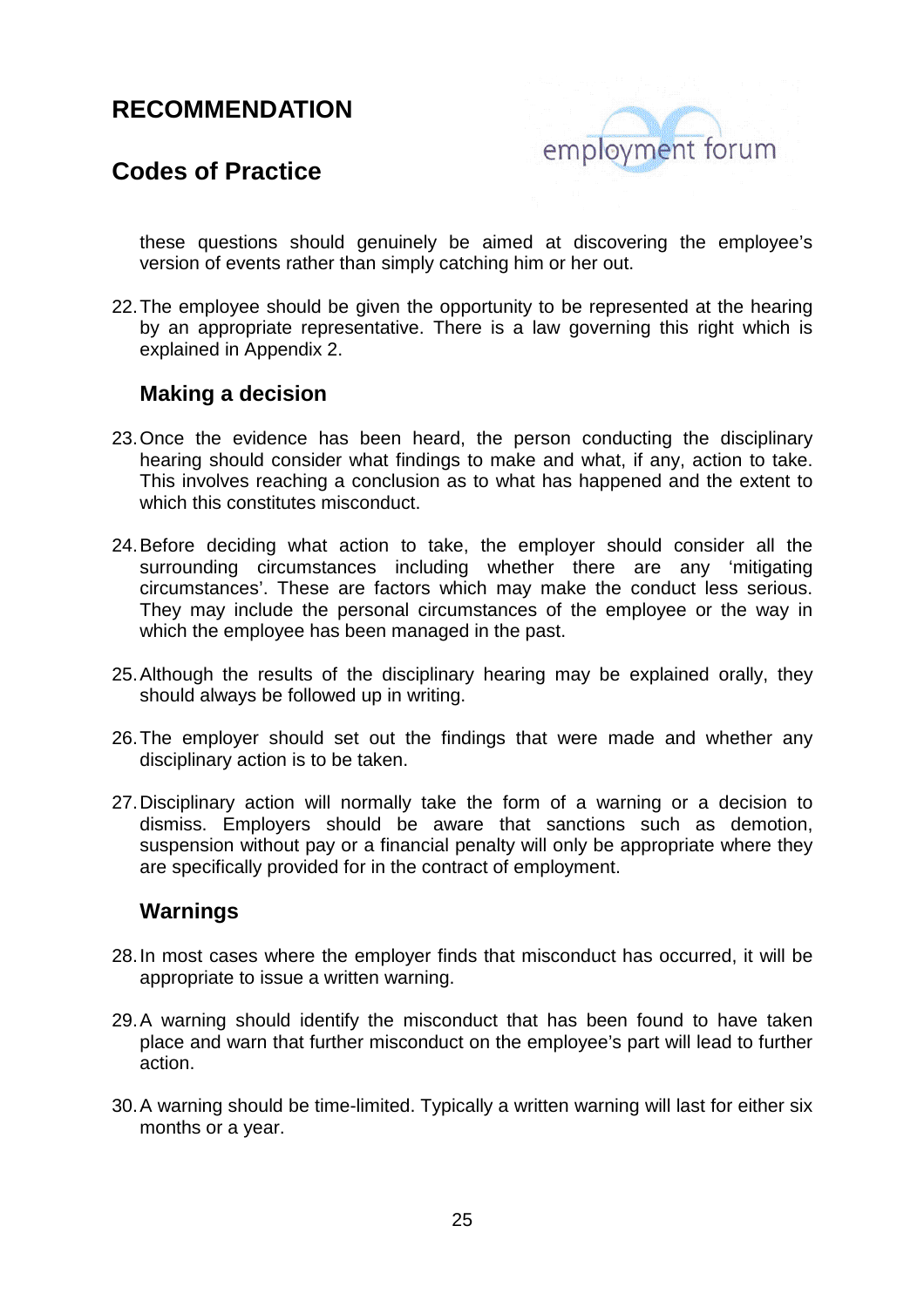these questions should genuinely be aimed at discovering the employee's version of events rather than simply catching him or her out.

22. The employee should be given the opportunity to be represented at the hearing by an appropriate representative. There is a law governing this right which is explained in Appendix 2.

### Making a decision

23. Once the evidence has been heard, the person conducting the disciplinary hearing should consider what findings to make and what, if any, action to take. This involves reaching a conclusion as to what has happened and the extent to which this constitutes misconduct.

24. Before deciding what action to take, the employer should consider all the surrounding circumstances including whether there are any 'mitigating circumstances'. These are factors which may make the conduct less serious. They may include the personal circumstances of the employee or the way in which the employee has been managed in the past.

25. Although the results of the disciplinary hearing may be explained orally, they should always be followed up in writing.

26. The employer should set out the findings that were made and whether any disciplinary action is to be taken.

27. Disciplinary action will normally take the form of a warning or a decision to dismiss. Employers should be aware that sanctions such as demotion, suspension without pay or a financial penalty will only be appropriate where they are specifically provided for in the contract of employment.

### Warnings

28. In most cases where the employer finds that misconduct has occurred, it will be appropriate to issue a written warning.

29. A warning should identify the misconduct that has been found to have taken place and warn that further misconduct on the employee's part will lead to further action.

30. A warning should be time-limited. Typically a written warning will last for either six months or a year.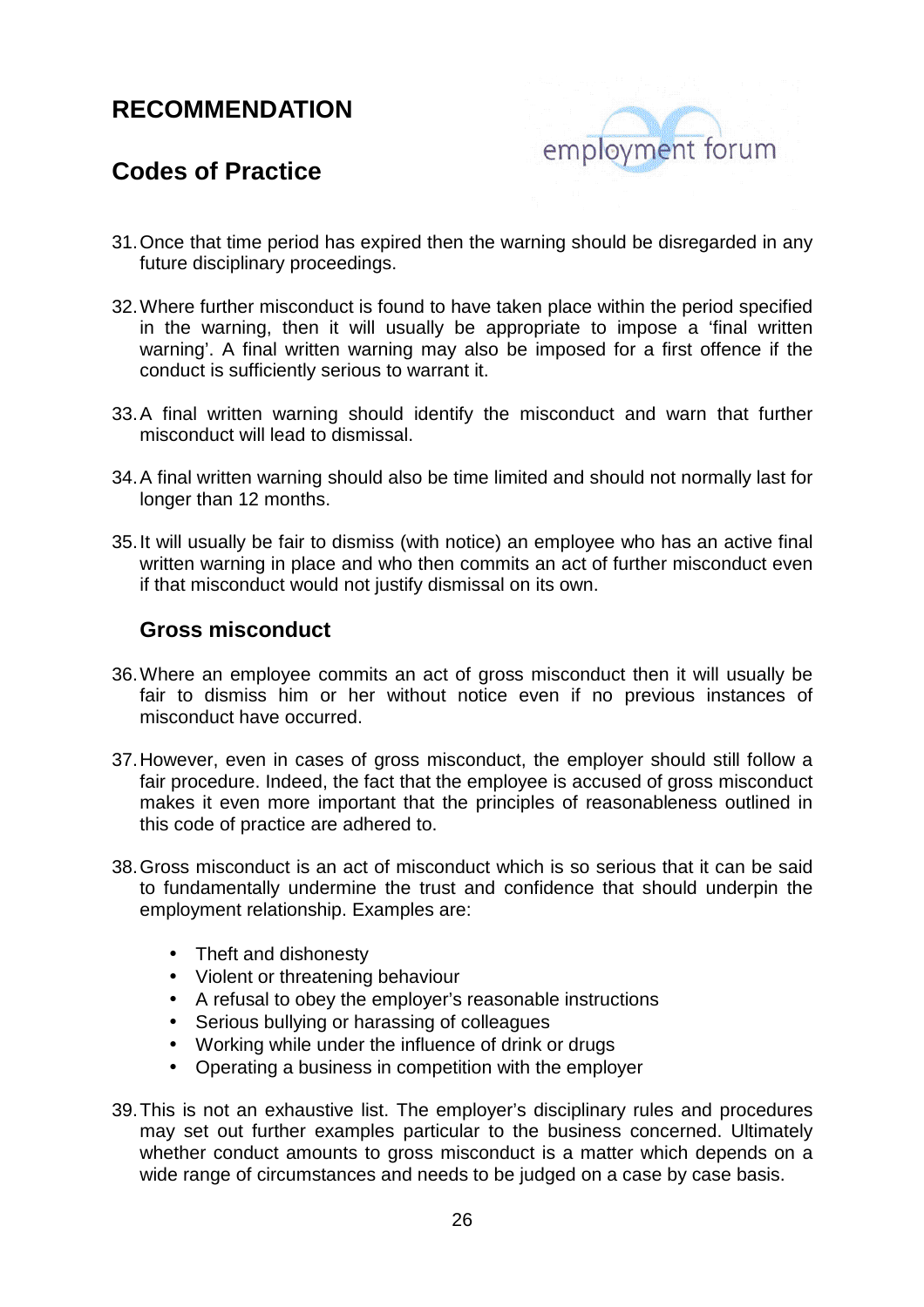# RECOMMENDATION

## Codes of Practice

31. Once that time period has expired then the warning should be disregarded in any future disciplinary proceedings.

32. Where further misconduct is found to have taken place within the period specified in the warning, then it will usually be appropriate to impose a 'final written warning'. A final written warning may also be imposed for a first offence if the conduct is sufficiently serious to warrant it.

33. A final written warning should identify the misconduct and warn that further misconduct will lead to dismissal.

34. A final written warning should also be time limited and should not normally last for longer than 12 months.

35. It will usually be fair to dismiss (with notice) an employee who has an active final written warning in place and who then commits an act of further misconduct even if that misconduct would not justify dismissal on its own.

### Gross misconduct

36. Where an employee commits an act of gross misconduct then it will usually be fair to dismiss him or her without notice even if no previous instances of misconduct have occurred.

37. However, even in cases of gross misconduct, the employer should still follow a fair procedure. Indeed, the fact that the employee is accused of gross misconduct makes it even more important that the principles of reasonableness outlined in this code of practice are adhered to.

38. Gross misconduct is an act of misconduct which is so serious that it can be said to fundamentally undermine the trust and confidence that should underpin the employment relationship. Examples are:

    - Theft and dishonesty
    - Violent or threatening behaviour
    - A refusal to obey the employer's reasonable instructions
    - Serious bullying or harassing of colleagues
    - Working while under the influence of drink or drugs
    - Operating a business in competition with the employer

39. This is not an exhaustive list. The employer's disciplinary rules and procedures may set out further examples particular to the business concerned. Ultimately whether conduct amounts to gross misconduct is a matter which depends on a wide range of circumstances and needs to be judged on a case by case basis.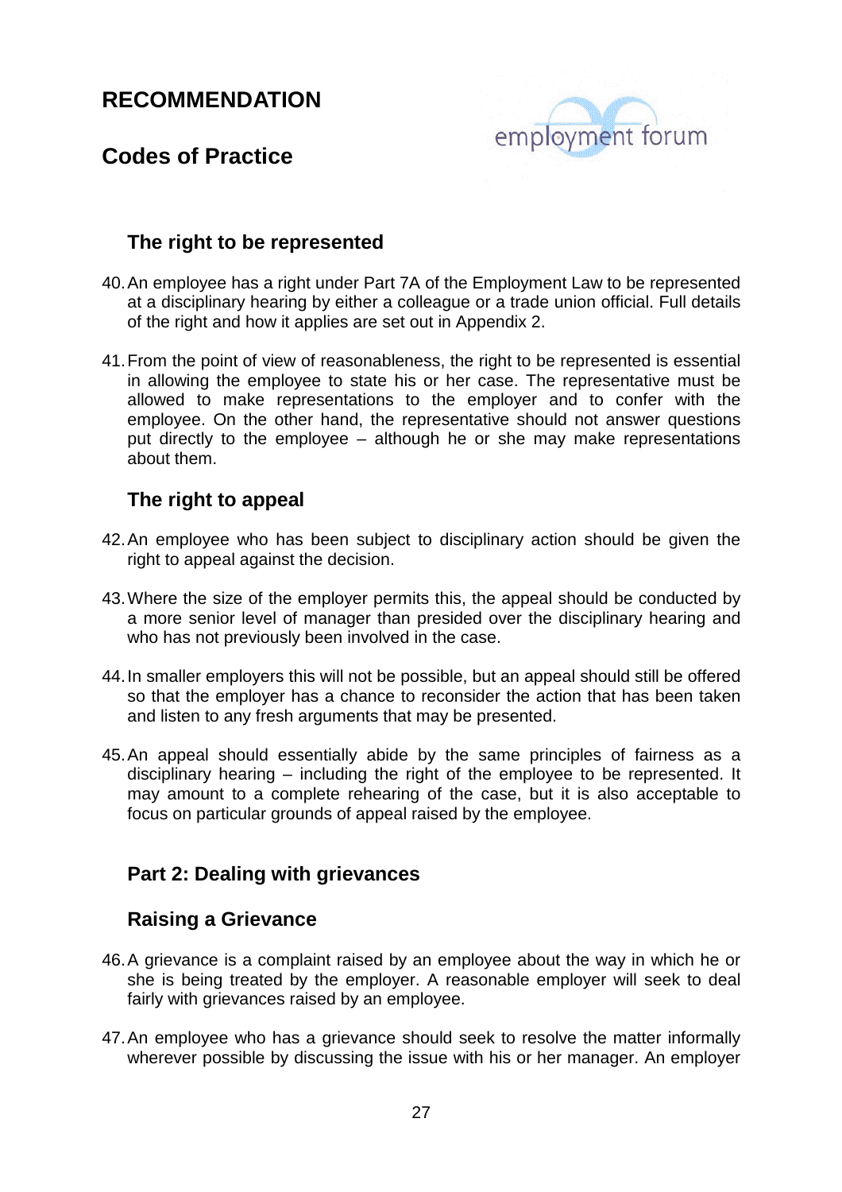# RECOMMENDATION

## Codes of Practice

### The right to be represented

40. An employee has a right under Part 7A of the Employment Law to be represented at a disciplinary hearing by either a colleague or a trade union official. Full details of the right and how it applies are set out in Appendix 2.

41. From the point of view of reasonableness, the right to be represented is essential in allowing the employee to state his or her case. The representative must be allowed to make representations to the employer and to confer with the employee. On the other hand, the representative should not answer questions put directly to the employee – although he or she may make representations about them.

### The right to appeal

42. An employee who has been subject to disciplinary action should be given the right to appeal against the decision.

43. Where the size of the employer permits this, the appeal should be conducted by a more senior level of manager than presided over the disciplinary hearing and who has not previously been involved in the case.

44. In smaller employers this will not be possible, but an appeal should still be offered so that the employer has a chance to reconsider the action that has been taken and listen to any fresh arguments that may be presented.

45. An appeal should essentially abide by the same principles of fairness as a disciplinary hearing – including the right of the employee to be represented. It may amount to a complete rehearing of the case, but it is also acceptable to focus on particular grounds of appeal raised by the employee.

### Part 2: Dealing with grievances

### Raising a Grievance

46. A grievance is a complaint raised by an employee about the way in which he or she is being treated by the employer. A reasonable employer will seek to deal fairly with grievances raised by an employee.

47. An employee who has a grievance should seek to resolve the matter informally wherever possible by discussing the issue with his or her manager. An employer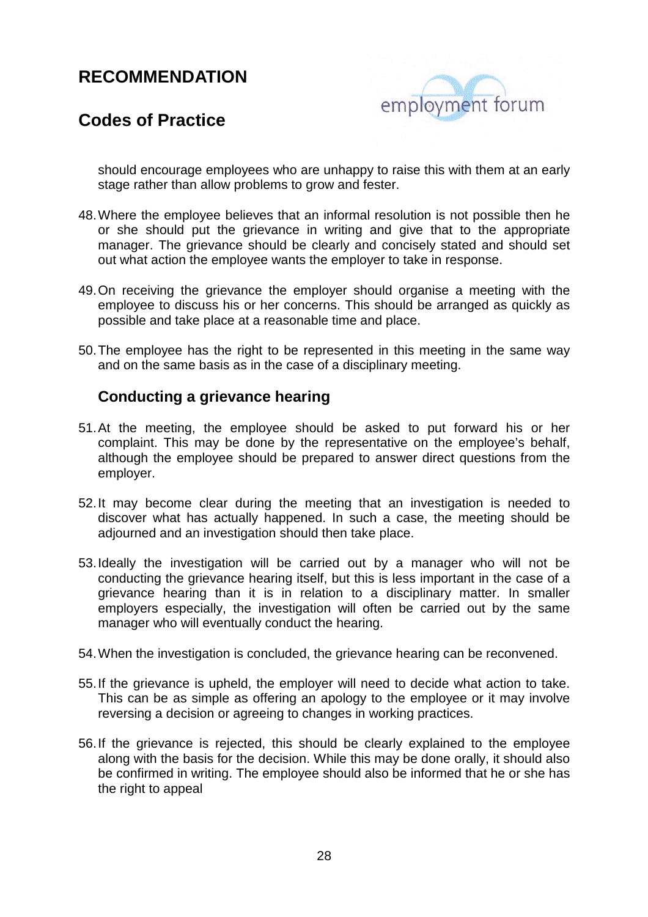should encourage employees who are unhappy to raise this with them at an early stage rather than allow problems to grow and fester.

48. Where the employee believes that an informal resolution is not possible then he or she should put the grievance in writing and give that to the appropriate manager. The grievance should be clearly and concisely stated and should set out what action the employee wants the employer to take in response.

49. On receiving the grievance the employer should organise a meeting with the employee to discuss his or her concerns. This should be arranged as quickly as possible and take place at a reasonable time and place.

50. The employee has the right to be represented in this meeting in the same way and on the same basis as in the case of a disciplinary meeting.

### Conducting a grievance hearing

51. At the meeting, the employee should be asked to put forward his or her complaint. This may be done by the representative on the employee's behalf, although the employee should be prepared to answer direct questions from the employer.

52. It may become clear during the meeting that an investigation is needed to discover what has actually happened. In such a case, the meeting should be adjourned and an investigation should then take place.

53. Ideally the investigation will be carried out by a manager who will not be conducting the grievance hearing itself, but this is less important in the case of a grievance hearing than it is in relation to a disciplinary matter. In smaller employers especially, the investigation will often be carried out by the same manager who will eventually conduct the hearing.

54. When the investigation is concluded, the grievance hearing can be reconvened.

55. If the grievance is upheld, the employer will need to decide what action to take. This can be as simple as offering an apology to the employee or it may involve reversing a decision or agreeing to changes in working practices.

56. If the grievance is rejected, this should be clearly explained to the employee along with the basis for the decision. While this may be done orally, it should also be confirmed in writing. The employee should also be informed that he or she has the right to appeal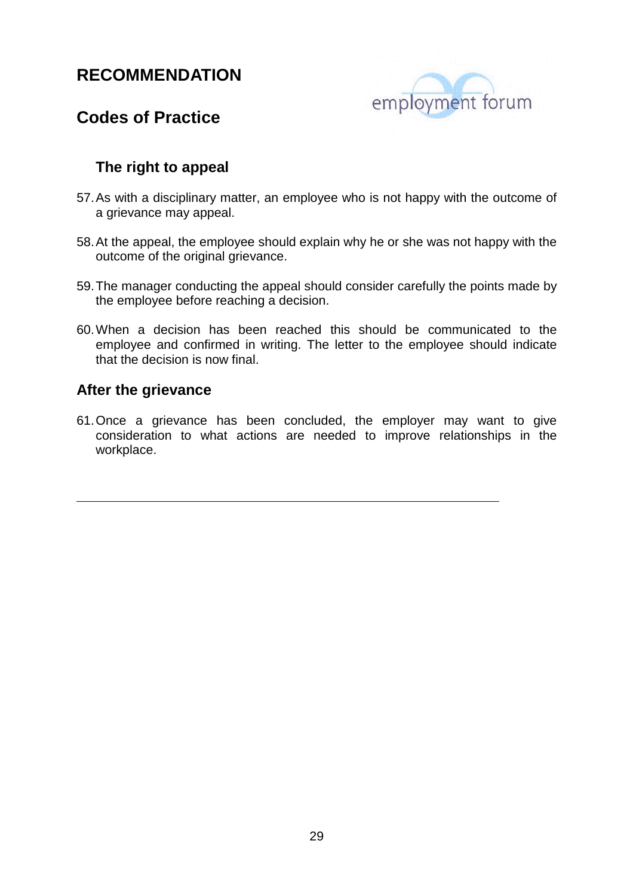# RECOMMENDATION

## Codes of Practice

### The right to appeal

57. As with a disciplinary matter, an employee who is not happy with the outcome of a grievance may appeal.

58. At the appeal, the employee should explain why he or she was not happy with the outcome of the original grievance.

59. The manager conducting the appeal should consider carefully the points made by the employee before reaching a decision.

60. When a decision has been reached this should be communicated to the employee and confirmed in writing. The letter to the employee should indicate that the decision is now final.

### After the grievance

61. Once a grievance has been concluded, the employer may want to give consideration to what actions are needed to improve relationships in the workplace.

---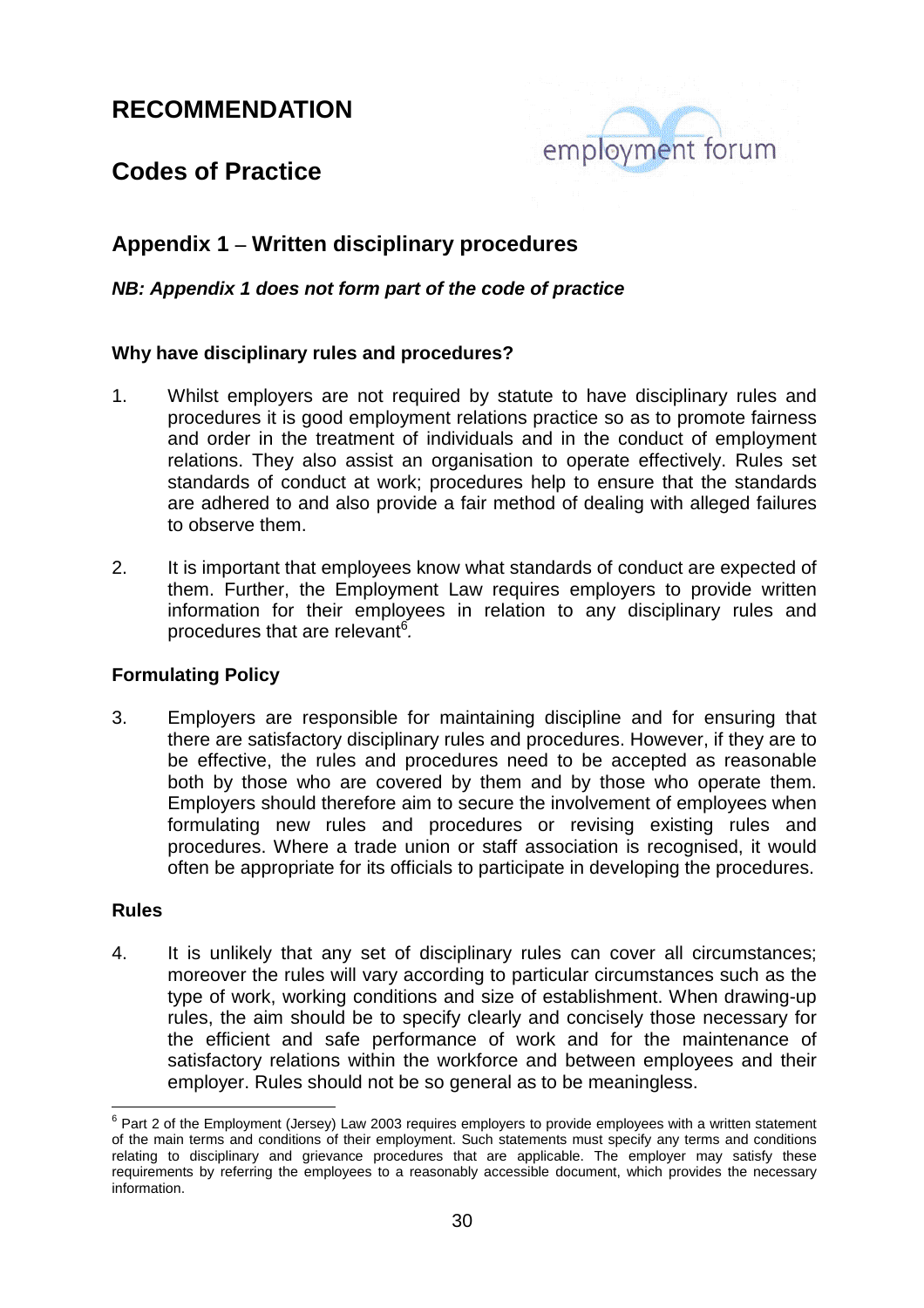# RECOMMENDATION

## Codes of Practice

## Appendix 1 – Written disciplinary procedures

***NB: Appendix 1 does not form part of the code of practice***

**Why have disciplinary rules and procedures?**

1. Whilst employers are not required by statute to have disciplinary rules and procedures it is good employment relations practice so as to promote fairness and order in the treatment of individuals and in the conduct of employment relations. They also assist an organisation to operate effectively. Rules set standards of conduct at work; procedures help to ensure that the standards are adhered to and also provide a fair method of dealing with alleged failures to observe them.

2. It is important that employees know what standards of conduct are expected of them. Further, the Employment Law requires employers to provide written information for their employees in relation to any disciplinary rules and procedures that are relevant[6].

**Formulating Policy**

3. Employers are responsible for maintaining discipline and for ensuring that there are satisfactory disciplinary rules and procedures. However, if they are to be effective, the rules and procedures need to be accepted as reasonable both by those who are covered by them and by those who operate them. Employers should therefore aim to secure the involvement of employees when formulating new rules and procedures or revising existing rules and procedures. Where a trade union or staff association is recognised, it would often be appropriate for its officials to participate in developing the procedures.

**Rules**

4. It is unlikely that any set of disciplinary rules can cover all circumstances; moreover the rules will vary according to particular circumstances such as the type of work, working conditions and size of establishment. When drawing-up rules, the aim should be to specify clearly and concisely those necessary for the efficient and safe performance of work and for the maintenance of satisfactory relations within the workforce and between employees and their employer. Rules should not be so general as to be meaningless.

---

[6] Part 2 of the Employment (Jersey) Law 2003 requires employers to provide employees with a written statement of the main terms and conditions of their employment. Such statements must specify any terms and conditions relating to disciplinary and grievance procedures that are applicable. The employer may satisfy these requirements by referring the employees to a reasonably accessible document, which provides the necessary information.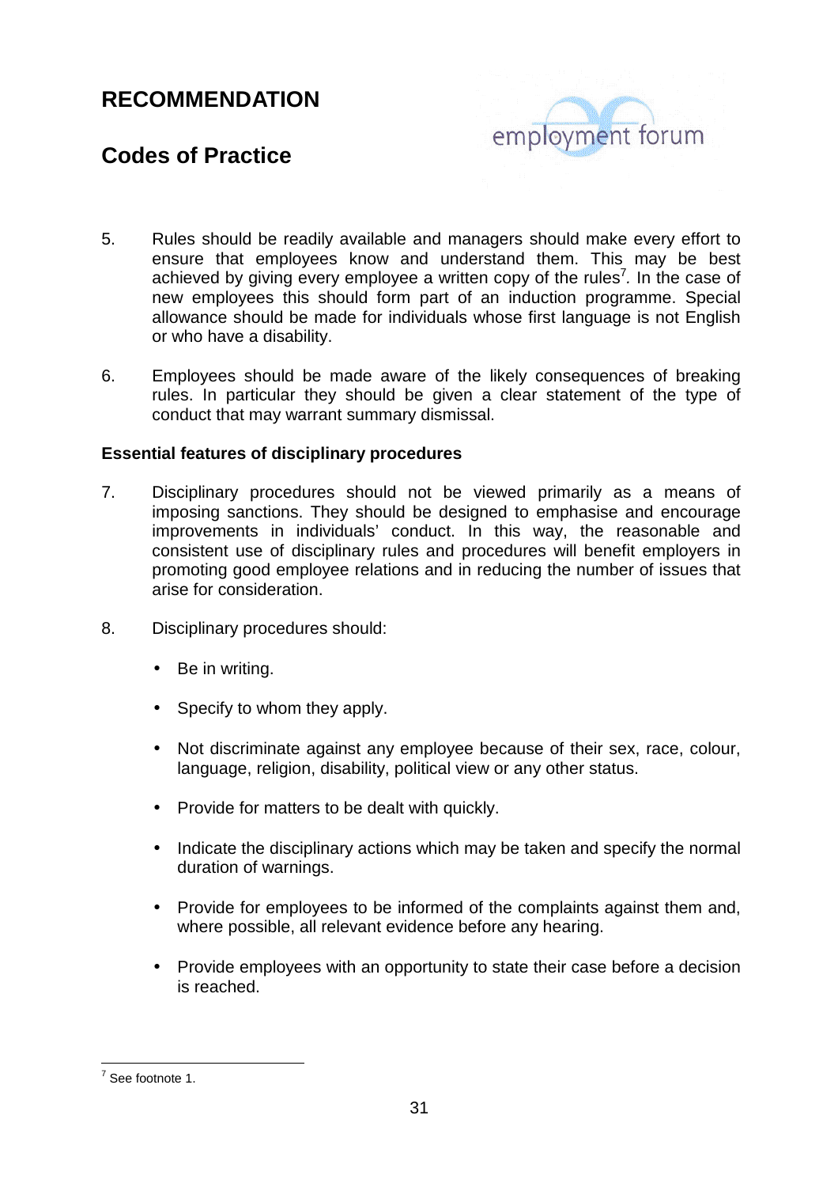# RECOMMENDATION

## Codes of Practice

5. Rules should be readily available and managers should make every effort to ensure that employees know and understand them. This may be best achieved by giving every employee a written copy of the rules[7]. In the case of new employees this should form part of an induction programme. Special allowance should be made for individuals whose first language is not English or who have a disability.

6. Employees should be made aware of the likely consequences of breaking rules. In particular they should be given a clear statement of the type of conduct that may warrant summary dismissal.

**Essential features of disciplinary procedures**

7. Disciplinary procedures should not be viewed primarily as a means of imposing sanctions. They should be designed to emphasise and encourage improvements in individuals' conduct. In this way, the reasonable and consistent use of disciplinary rules and procedures will benefit employers in promoting good employee relations and in reducing the number of issues that arise for consideration.

8. Disciplinary procedures should:

   - Be in writing.
   - Specify to whom they apply.
   - Not discriminate against any employee because of their sex, race, colour, language, religion, disability, political view or any other status.
   - Provide for matters to be dealt with quickly.
   - Indicate the disciplinary actions which may be taken and specify the normal duration of warnings.
   - Provide for employees to be informed of the complaints against them and, where possible, all relevant evidence before any hearing.
   - Provide employees with an opportunity to state their case before a decision is reached.

[7] See footnote 1.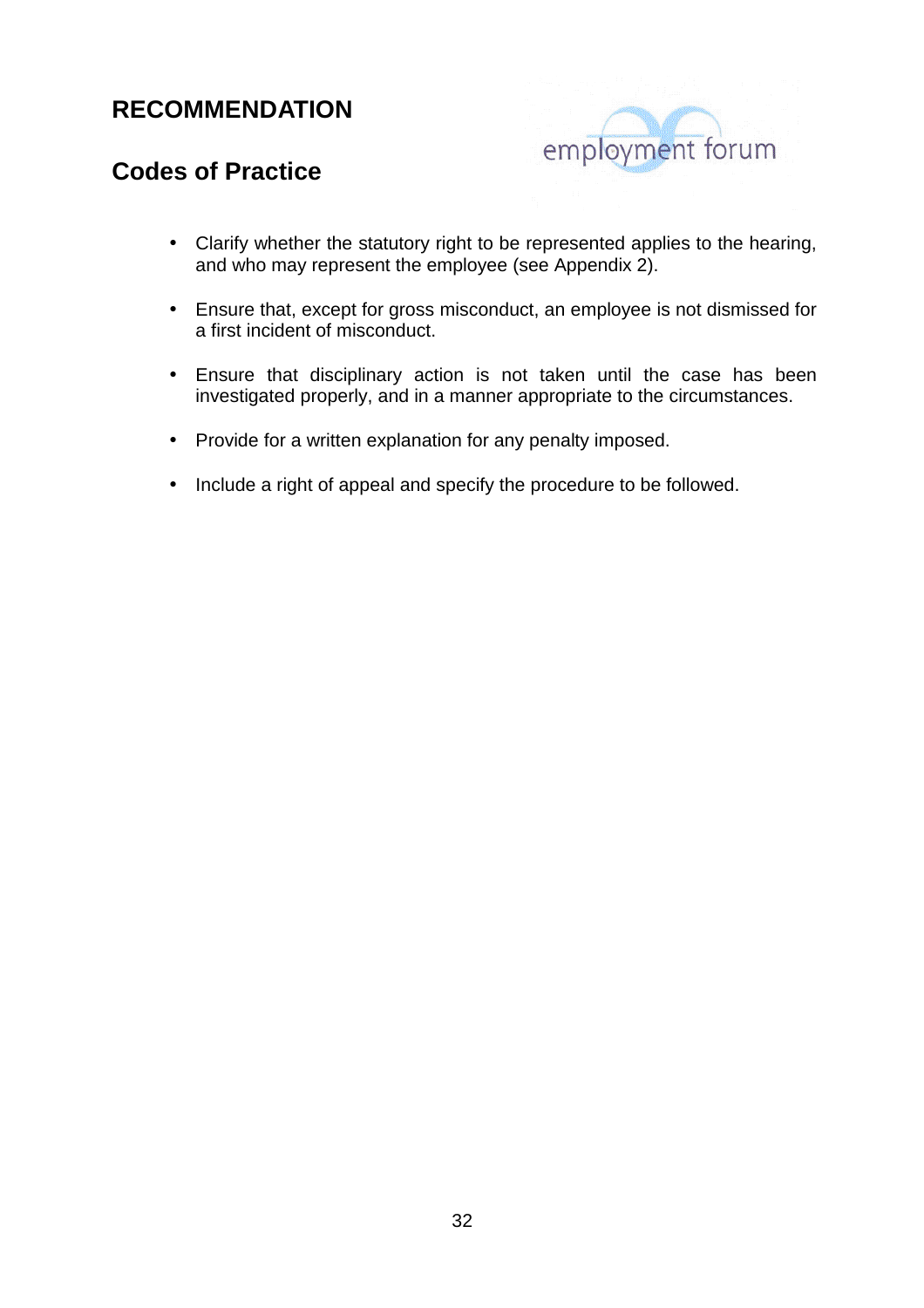# RECOMMENDATION

## Codes of Practice

- Clarify whether the statutory right to be represented applies to the hearing, and who may represent the employee (see Appendix 2).
- Ensure that, except for gross misconduct, an employee is not dismissed for a first incident of misconduct.
- Ensure that disciplinary action is not taken until the case has been investigated properly, and in a manner appropriate to the circumstances.
- Provide for a written explanation for any penalty imposed.
- Include a right of appeal and specify the procedure to be followed.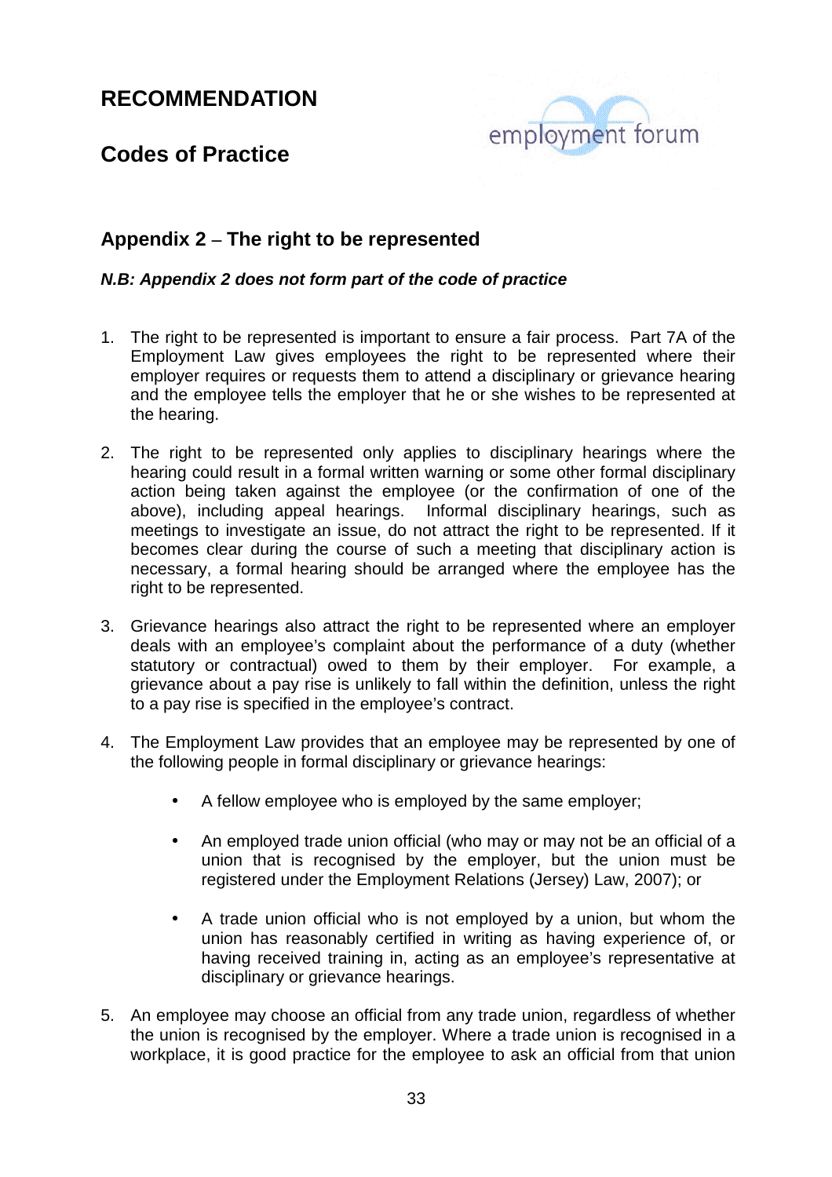# RECOMMENDATION

## Codes of Practice

## Appendix 2 – The right to be represented

***N.B: Appendix 2 does not form part of the code of practice***

1. The right to be represented is important to ensure a fair process. Part 7A of the Employment Law gives employees the right to be represented where their employer requires or requests them to attend a disciplinary or grievance hearing and the employee tells the employer that he or she wishes to be represented at the hearing.

2. The right to be represented only applies to disciplinary hearings where the hearing could result in a formal written warning or some other formal disciplinary action being taken against the employee (or the confirmation of one of the above), including appeal hearings. Informal disciplinary hearings, such as meetings to investigate an issue, do not attract the right to be represented. If it becomes clear during the course of such a meeting that disciplinary action is necessary, a formal hearing should be arranged where the employee has the right to be represented.

3. Grievance hearings also attract the right to be represented where an employer deals with an employee's complaint about the performance of a duty (whether statutory or contractual) owed to them by their employer. For example, a grievance about a pay rise is unlikely to fall within the definition, unless the right to a pay rise is specified in the employee's contract.

4. The Employment Law provides that an employee may be represented by one of the following people in formal disciplinary or grievance hearings:

   - A fellow employee who is employed by the same employer;

   - An employed trade union official (who may or may not be an official of a union that is recognised by the employer, but the union must be registered under the Employment Relations (Jersey) Law, 2007); or

   - A trade union official who is not employed by a union, but whom the union has reasonably certified in writing as having experience of, or having received training in, acting as an employee's representative at disciplinary or grievance hearings.

5. An employee may choose an official from any trade union, regardless of whether the union is recognised by the employer. Where a trade union is recognised in a workplace, it is good practice for the employee to ask an official from that union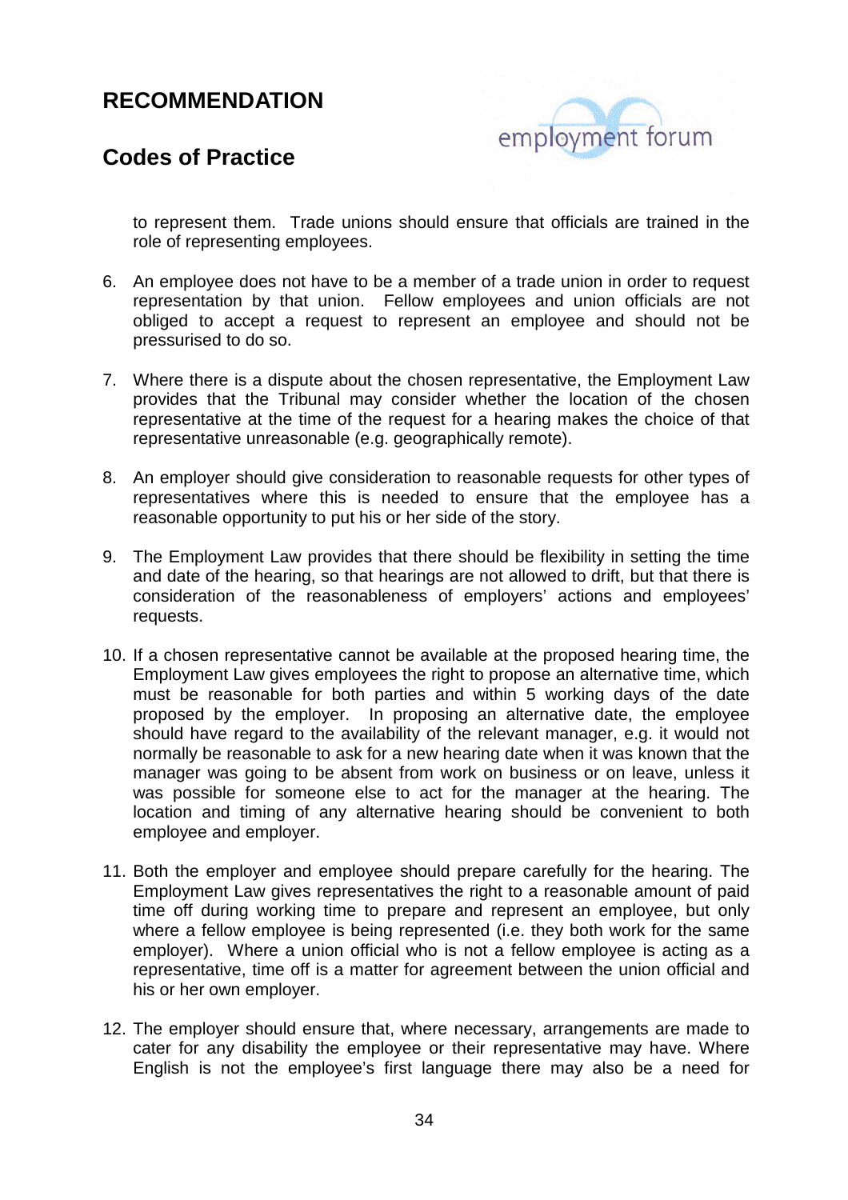# RECOMMENDATION

## Codes of Practice

to represent them. Trade unions should ensure that officials are trained in the role of representing employees.

6. An employee does not have to be a member of a trade union in order to request representation by that union. Fellow employees and union officials are not obliged to accept a request to represent an employee and should not be pressurised to do so.

7. Where there is a dispute about the chosen representative, the Employment Law provides that the Tribunal may consider whether the location of the chosen representative at the time of the request for a hearing makes the choice of that representative unreasonable (e.g. geographically remote).

8. An employer should give consideration to reasonable requests for other types of representatives where this is needed to ensure that the employee has a reasonable opportunity to put his or her side of the story.

9. The Employment Law provides that there should be flexibility in setting the time and date of the hearing, so that hearings are not allowed to drift, but that there is consideration of the reasonableness of employers' actions and employees' requests.

10. If a chosen representative cannot be available at the proposed hearing time, the Employment Law gives employees the right to propose an alternative time, which must be reasonable for both parties and within 5 working days of the date proposed by the employer. In proposing an alternative date, the employee should have regard to the availability of the relevant manager, e.g. it would not normally be reasonable to ask for a new hearing date when it was known that the manager was going to be absent from work on business or on leave, unless it was possible for someone else to act for the manager at the hearing. The location and timing of any alternative hearing should be convenient to both employee and employer.

11. Both the employer and employee should prepare carefully for the hearing. The Employment Law gives representatives the right to a reasonable amount of paid time off during working time to prepare and represent an employee, but only where a fellow employee is being represented (i.e. they both work for the same employer). Where a union official who is not a fellow employee is acting as a representative, time off is a matter for agreement between the union official and his or her own employer.

12. The employer should ensure that, where necessary, arrangements are made to cater for any disability the employee or their representative may have. Where English is not the employee's first language there may also be a need for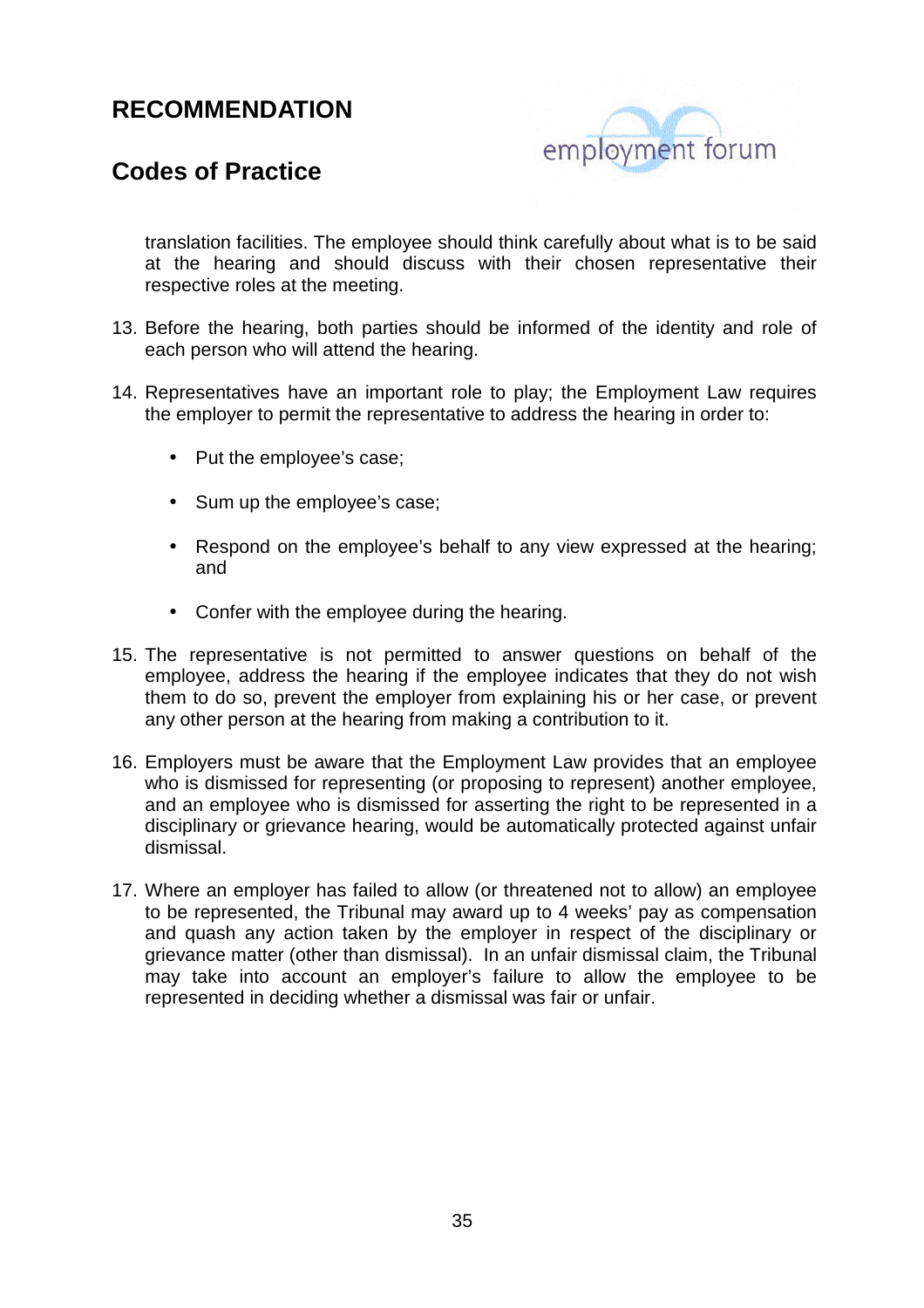translation facilities. The employee should think carefully about what is to be said at the hearing and should discuss with their chosen representative their respective roles at the meeting.

13. Before the hearing, both parties should be informed of the identity and role of each person who will attend the hearing.

14. Representatives have an important role to play; the Employment Law requires the employer to permit the representative to address the hearing in order to:

    - Put the employee's case;
    - Sum up the employee's case;
    - Respond on the employee's behalf to any view expressed at the hearing; and
    - Confer with the employee during the hearing.

15. The representative is not permitted to answer questions on behalf of the employee, address the hearing if the employee indicates that they do not wish them to do so, prevent the employer from explaining his or her case, or prevent any other person at the hearing from making a contribution to it.

16. Employers must be aware that the Employment Law provides that an employee who is dismissed for representing (or proposing to represent) another employee, and an employee who is dismissed for asserting the right to be represented in a disciplinary or grievance hearing, would be automatically protected against unfair dismissal.

17. Where an employer has failed to allow (or threatened not to allow) an employee to be represented, the Tribunal may award up to 4 weeks' pay as compensation and quash any action taken by the employer in respect of the disciplinary or grievance matter (other than dismissal). In an unfair dismissal claim, the Tribunal may take into account an employer's failure to allow the employee to be represented in deciding whether a dismissal was fair or unfair.